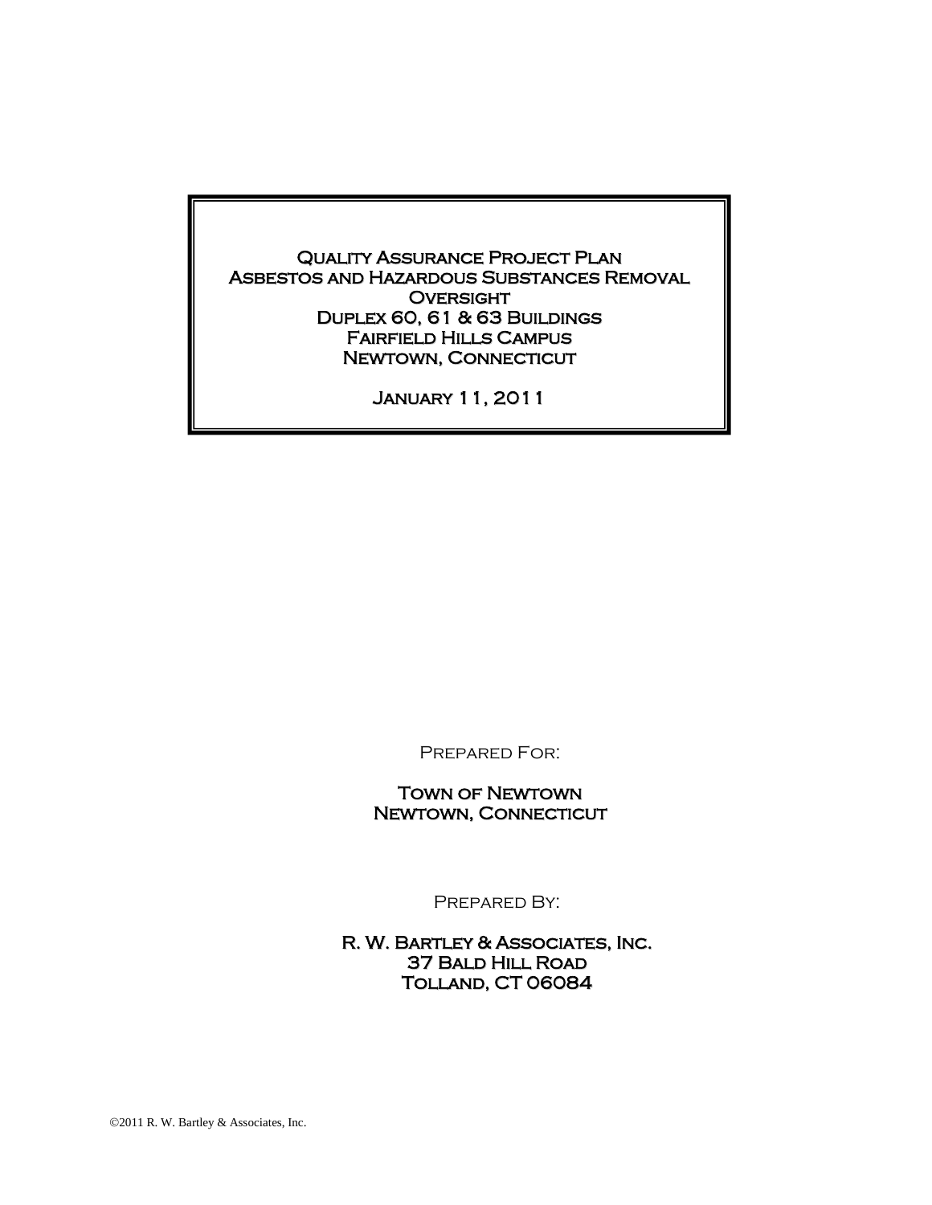# Quality Assurance Project Plan
# Asbestos and Hazardous Substances Removal Oversight
# Duplex 60, 61 & 63 Buildings
# Fairfield Hills Campus
# Newtown, Connecticut

January 11, 2011

Prepared For:

**Town of Newtown**
**Newtown, Connecticut**

Prepared By:

**R. W. Bartley & Associates, Inc.**
**37 Bald Hill Road**
**Tolland, CT 06084**

©2011 R. W. Bartley & Associates, Inc.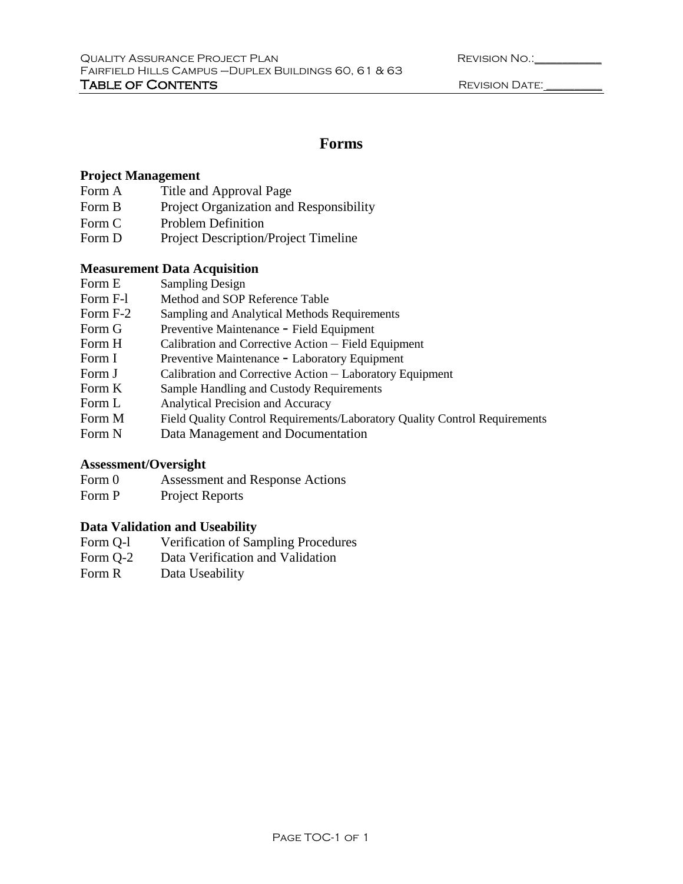# Forms

### Project Management

| | |
|---|---|
| Form A | Title and Approval Page |
| Form B | Project Organization and Responsibility |
| Form C | Problem Definition |
| Form D | Project Description/Project Timeline |

### Measurement Data Acquisition

| | |
|---|---|
| Form E | Sampling Design |
| Form F-l | Method and SOP Reference Table |
| Form F-2 | Sampling and Analytical Methods Requirements |
| Form G | Preventive Maintenance - Field Equipment |
| Form H | Calibration and Corrective Action – Field Equipment |
| Form I | Preventive Maintenance - Laboratory Equipment |
| Form J | Calibration and Corrective Action – Laboratory Equipment |
| Form K | Sample Handling and Custody Requirements |
| Form L | Analytical Precision and Accuracy |
| Form M | Field Quality Control Requirements/Laboratory Quality Control Requirements |
| Form N | Data Management and Documentation |

### Assessment/Oversight

| | |
|---|---|
| Form 0 | Assessment and Response Actions |
| Form P | Project Reports |

### Data Validation and Useability

| | |
|---|---|
| Form Q-l | Verification of Sampling Procedures |
| Form Q-2 | Data Verification and Validation |
| Form R | Data Useability |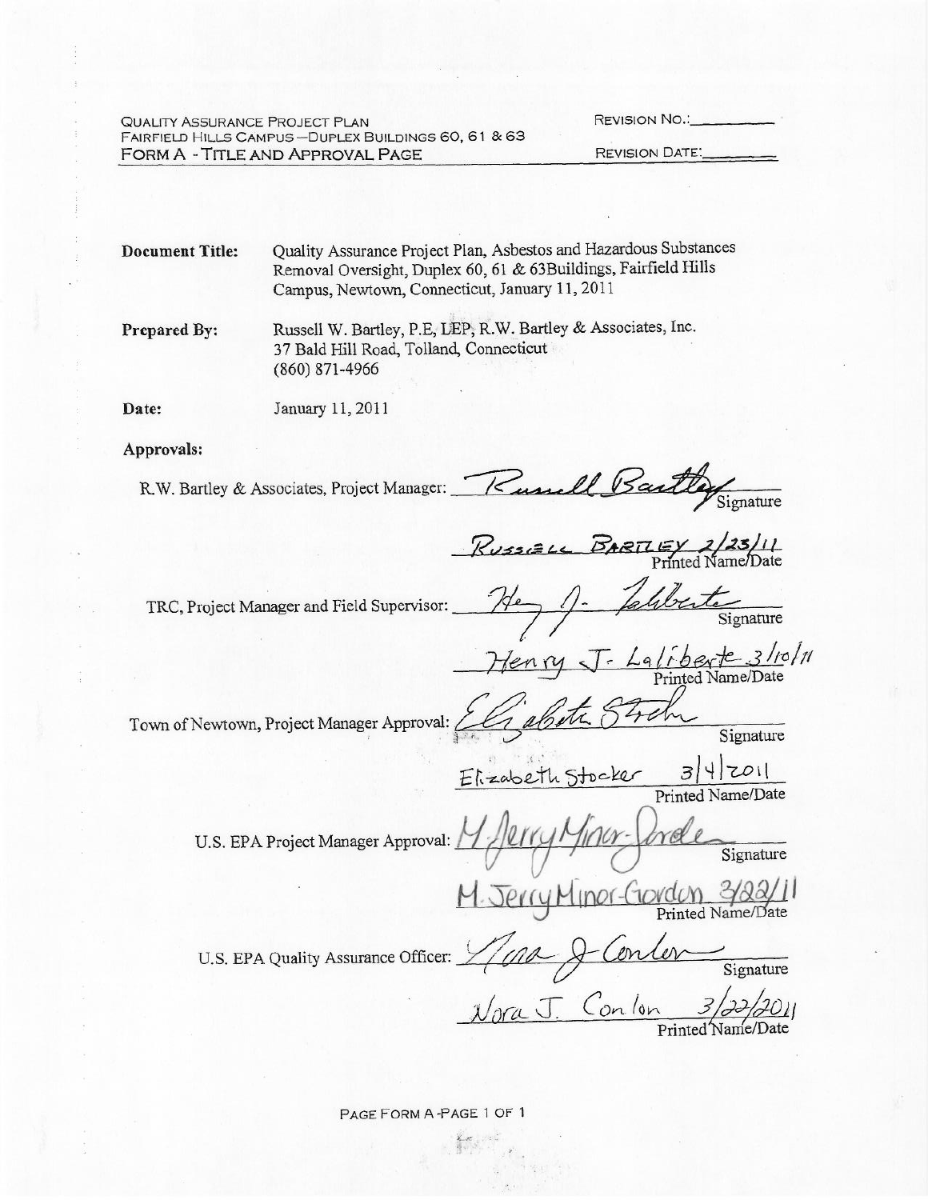QUALITY ASSURANCE PROJECT PLAN
FAIRFIELD HILLS CAMPUS—DUPLEX BUILDINGS 60, 61 & 63
FORM A - TITLE AND APPROVAL PAGE

REVISION NO.:________
REVISION DATE:________

**Document Title:** Quality Assurance Project Plan, Asbestos and Hazardous Substances Removal Oversight, Duplex 60, 61 & 63Buildings, Fairfield Hills Campus, Newtown, Connecticut, January 11, 2011

**Prepared By:** Russell W. Bartley, P.E, LEP, R.W. Bartley & Associates, Inc.
37 Bald Hill Road, Tolland, Connecticut
(860) 871-4966

**Date:** January 11, 2011

**Approvals:**

R.W. Bartley & Associates, Project Manager: *Russell Bartley*
Signature

RUSSELL BARTLEY 2/23/11
Printed Name/Date

TRC, Project Manager and Field Supervisor: *Henry J. Laliberte*
Signature

Henry J. Laliberte 3/10/11
Printed Name/Date

Town of Newtown, Project Manager Approval: *Elizabeth Stocker*
Signature

Elizabeth Stocker 3/4/2011
Printed Name/Date

U.S. EPA Project Manager Approval: *M. Jerry Minor-Gordon*
Signature

M. Jerry Minor-Gordon 3/22/11
Printed Name/Date

U.S. EPA Quality Assurance Officer: *Nora J. Conlon*
Signature

Nora J. Conlon 3/22/2011
Printed Name/Date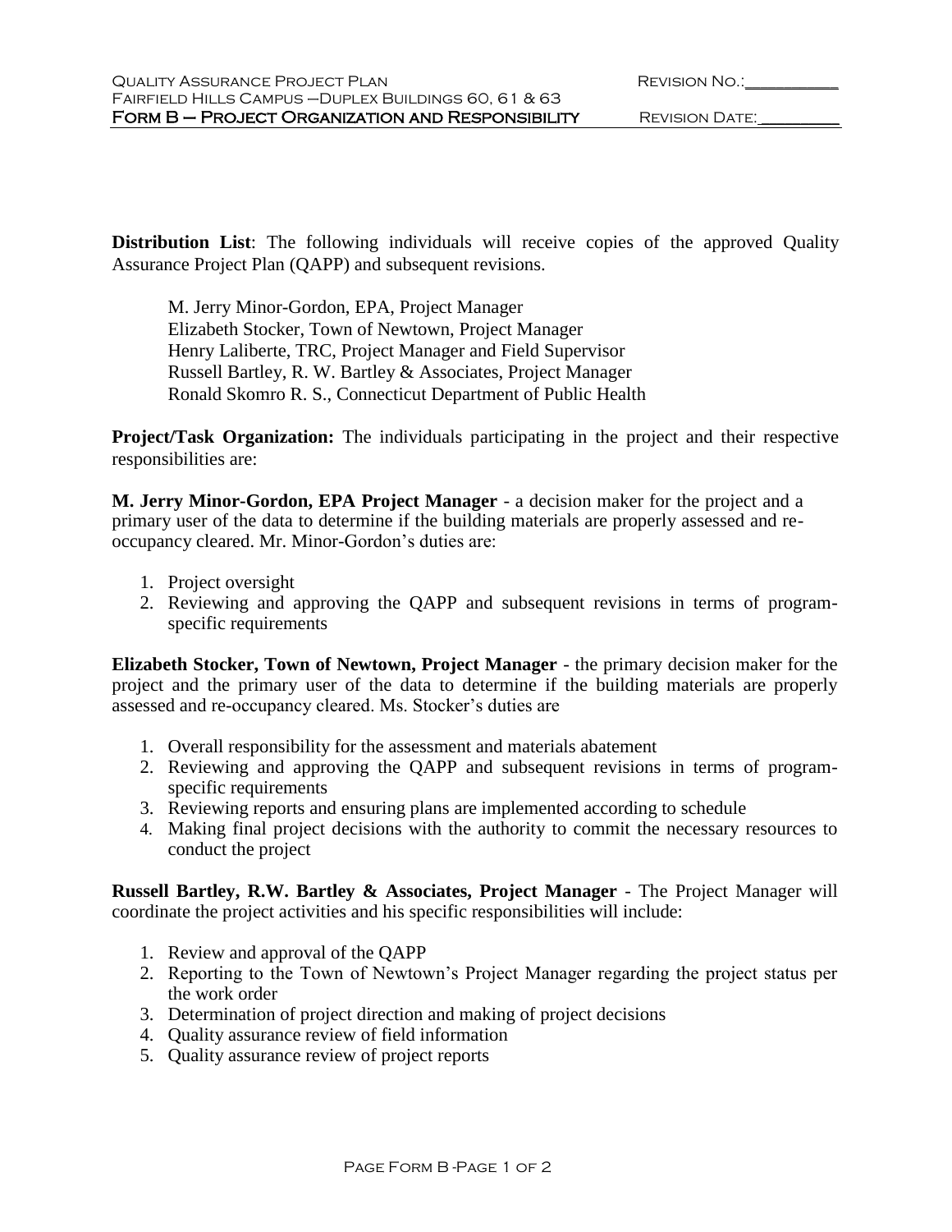**Distribution List**: The following individuals will receive copies of the approved Quality Assurance Project Plan (QAPP) and subsequent revisions.

M. Jerry Minor-Gordon, EPA, Project Manager
Elizabeth Stocker, Town of Newtown, Project Manager
Henry Laliberte, TRC, Project Manager and Field Supervisor
Russell Bartley, R. W. Bartley & Associates, Project Manager
Ronald Skomro R. S., Connecticut Department of Public Health

**Project/Task Organization:** The individuals participating in the project and their respective responsibilities are:

**M. Jerry Minor-Gordon, EPA Project Manager** - a decision maker for the project and a primary user of the data to determine if the building materials are properly assessed and re-occupancy cleared. Mr. Minor-Gordon's duties are:

1. Project oversight
2. Reviewing and approving the QAPP and subsequent revisions in terms of program-specific requirements

**Elizabeth Stocker, Town of Newtown, Project Manager** - the primary decision maker for the project and the primary user of the data to determine if the building materials are properly assessed and re-occupancy cleared. Ms. Stocker's duties are

1. Overall responsibility for the assessment and materials abatement
2. Reviewing and approving the QAPP and subsequent revisions in terms of program-specific requirements
3. Reviewing reports and ensuring plans are implemented according to schedule
4. Making final project decisions with the authority to commit the necessary resources to conduct the project

**Russell Bartley, R.W. Bartley & Associates, Project Manager** - The Project Manager will coordinate the project activities and his specific responsibilities will include:

1. Review and approval of the QAPP
2. Reporting to the Town of Newtown's Project Manager regarding the project status per the work order
3. Determination of project direction and making of project decisions
4. Quality assurance review of field information
5. Quality assurance review of project reports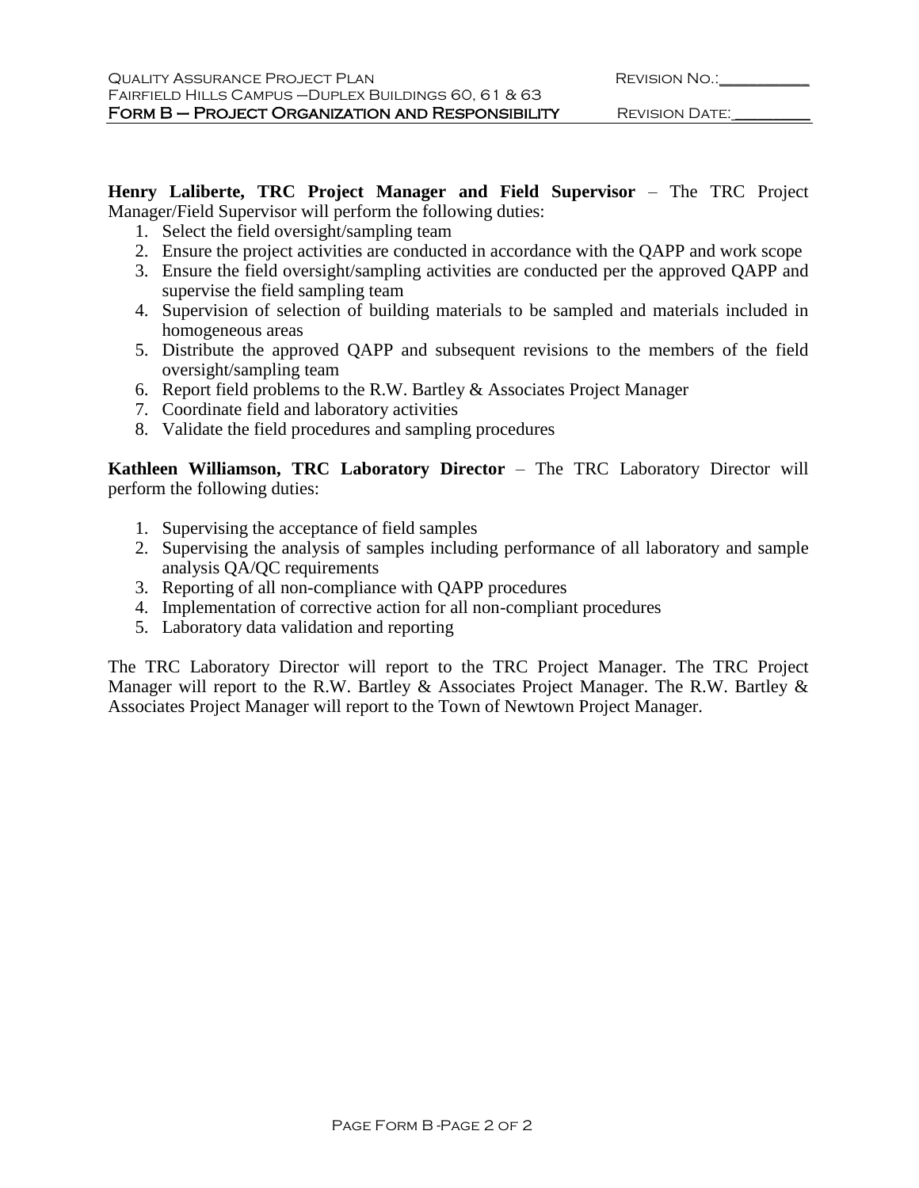**Henry Laliberte, TRC Project Manager and Field Supervisor** – The TRC Project Manager/Field Supervisor will perform the following duties:

1. Select the field oversight/sampling team
2. Ensure the project activities are conducted in accordance with the QAPP and work scope
3. Ensure the field oversight/sampling activities are conducted per the approved QAPP and supervise the field sampling team
4. Supervision of selection of building materials to be sampled and materials included in homogeneous areas
5. Distribute the approved QAPP and subsequent revisions to the members of the field oversight/sampling team
6. Report field problems to the R.W. Bartley & Associates Project Manager
7. Coordinate field and laboratory activities
8. Validate the field procedures and sampling procedures

**Kathleen Williamson, TRC Laboratory Director** – The TRC Laboratory Director will perform the following duties:

1. Supervising the acceptance of field samples
2. Supervising the analysis of samples including performance of all laboratory and sample analysis QA/QC requirements
3. Reporting of all non-compliance with QAPP procedures
4. Implementation of corrective action for all non-compliant procedures
5. Laboratory data validation and reporting

The TRC Laboratory Director will report to the TRC Project Manager. The TRC Project Manager will report to the R.W. Bartley & Associates Project Manager. The R.W. Bartley & Associates Project Manager will report to the Town of Newtown Project Manager.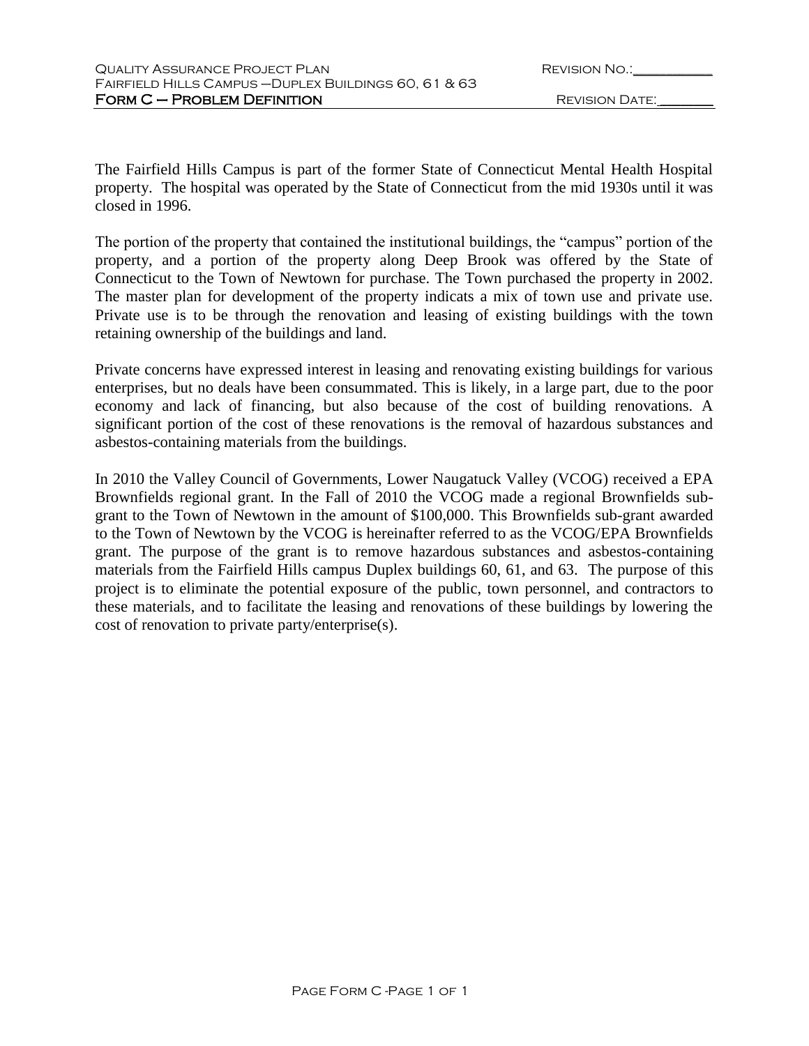The Fairfield Hills Campus is part of the former State of Connecticut Mental Health Hospital property. The hospital was operated by the State of Connecticut from the mid 1930s until it was closed in 1996.

The portion of the property that contained the institutional buildings, the "campus" portion of the property, and a portion of the property along Deep Brook was offered by the State of Connecticut to the Town of Newtown for purchase. The Town purchased the property in 2002. The master plan for development of the property indicats a mix of town use and private use. Private use is to be through the renovation and leasing of existing buildings with the town retaining ownership of the buildings and land.

Private concerns have expressed interest in leasing and renovating existing buildings for various enterprises, but no deals have been consummated. This is likely, in a large part, due to the poor economy and lack of financing, but also because of the cost of building renovations. A significant portion of the cost of these renovations is the removal of hazardous substances and asbestos-containing materials from the buildings.

In 2010 the Valley Council of Governments, Lower Naugatuck Valley (VCOG) received a EPA Brownfields regional grant. In the Fall of 2010 the VCOG made a regional Brownfields sub-grant to the Town of Newtown in the amount of $100,000. This Brownfields sub-grant awarded to the Town of Newtown by the VCOG is hereinafter referred to as the VCOG/EPA Brownfields grant. The purpose of the grant is to remove hazardous substances and asbestos-containing materials from the Fairfield Hills campus Duplex buildings 60, 61, and 63. The purpose of this project is to eliminate the potential exposure of the public, town personnel, and contractors to these materials, and to facilitate the leasing and renovations of these buildings by lowering the cost of renovation to private party/enterprise(s).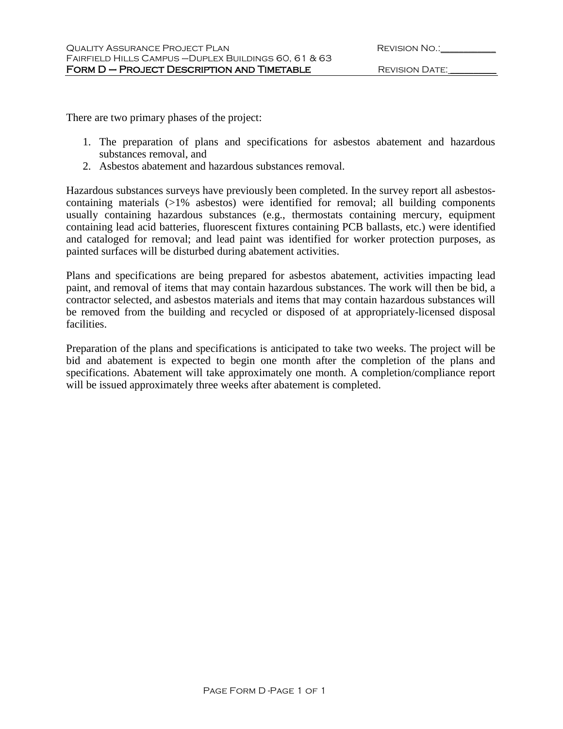There are two primary phases of the project:

1. The preparation of plans and specifications for asbestos abatement and hazardous substances removal, and
2. Asbestos abatement and hazardous substances removal.

Hazardous substances surveys have previously been completed. In the survey report all asbestos-containing materials (>1% asbestos) were identified for removal; all building components usually containing hazardous substances (e.g., thermostats containing mercury, equipment containing lead acid batteries, fluorescent fixtures containing PCB ballasts, etc.) were identified and cataloged for removal; and lead paint was identified for worker protection purposes, as painted surfaces will be disturbed during abatement activities.

Plans and specifications are being prepared for asbestos abatement, activities impacting lead paint, and removal of items that may contain hazardous substances. The work will then be bid, a contractor selected, and asbestos materials and items that may contain hazardous substances will be removed from the building and recycled or disposed of at appropriately-licensed disposal facilities.

Preparation of the plans and specifications is anticipated to take two weeks. The project will be bid and abatement is expected to begin one month after the completion of the plans and specifications. Abatement will take approximately one month. A completion/compliance report will be issued approximately three weeks after abatement is completed.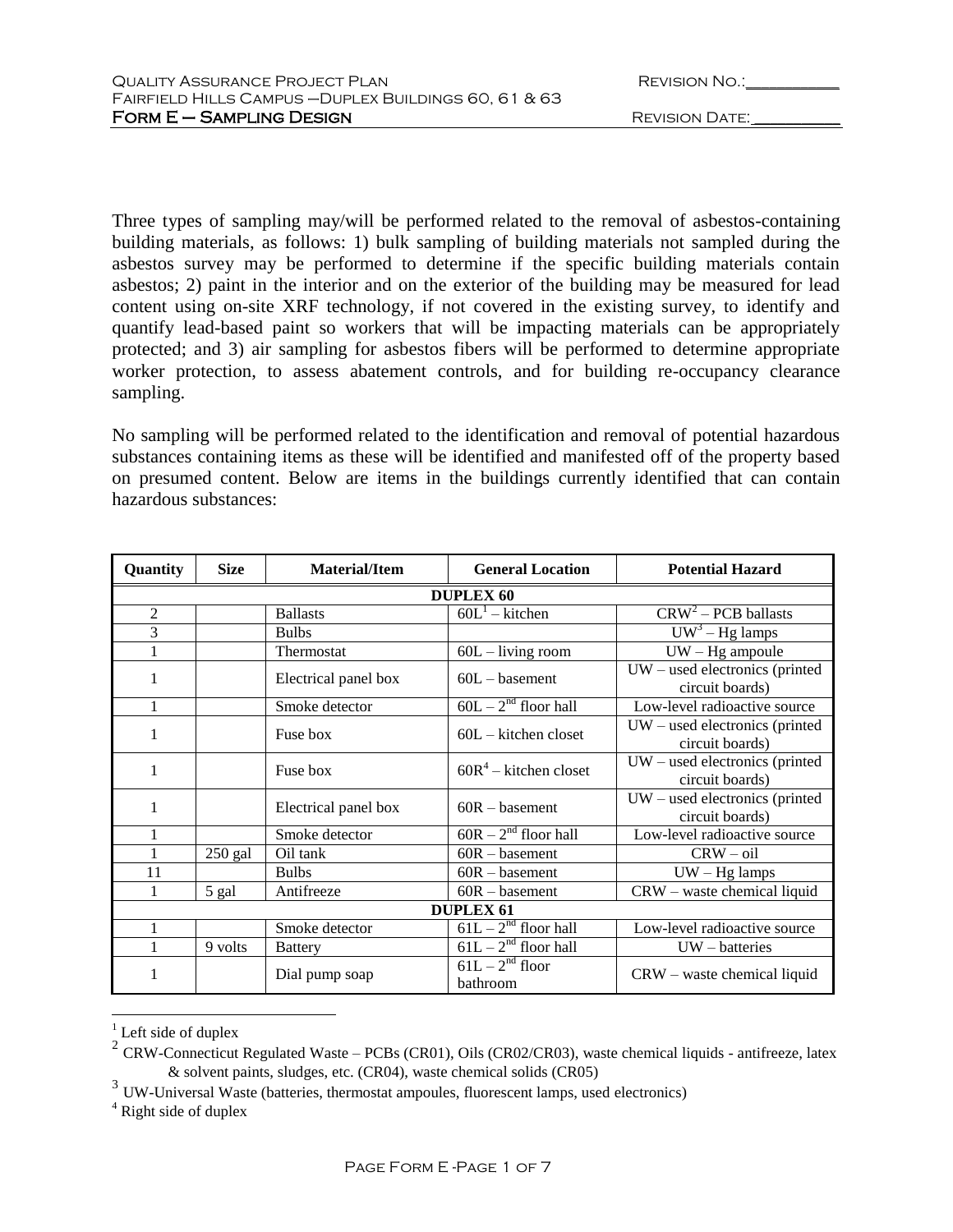Three types of sampling may/will be performed related to the removal of asbestos-containing building materials, as follows: 1) bulk sampling of building materials not sampled during the asbestos survey may be performed to determine if the specific building materials contain asbestos; 2) paint in the interior and on the exterior of the building may be measured for lead content using on-site XRF technology, if not covered in the existing survey, to identify and quantify lead-based paint so workers that will be impacting materials can be appropriately protected; and 3) air sampling for asbestos fibers will be performed to determine appropriate worker protection, to assess abatement controls, and for building re-occupancy clearance sampling.

No sampling will be performed related to the identification and removal of potential hazardous substances containing items as these will be identified and manifested off of the property based on presumed content. Below are items in the buildings currently identified that can contain hazardous substances:

| Quantity | Size | Material/Item | General Location | Potential Hazard |
|---|---|---|---|---|
| **DUPLEX 60** | | | | |
| 2 | | Ballasts | 60L[1] – kitchen | CRW[2] – PCB ballasts |
| 3 | | Bulbs | | UW[3] – Hg lamps |
| 1 | | Thermostat | 60L – living room | UW – Hg ampoule |
| 1 | | Electrical panel box | 60L – basement | UW – used electronics (printed circuit boards) |
| 1 | | Smoke detector | 60L – 2nd floor hall | Low-level radioactive source |
| 1 | | Fuse box | 60L – kitchen closet | UW – used electronics (printed circuit boards) |
| 1 | | Fuse box | 60R[4] – kitchen closet | UW – used electronics (printed circuit boards) |
| 1 | | Electrical panel box | 60R – basement | UW – used electronics (printed circuit boards) |
| 1 | | Smoke detector | 60R – 2nd floor hall | Low-level radioactive source |
| 1 | 250 gal | Oil tank | 60R – basement | CRW – oil |
| 11 | | Bulbs | 60R – basement | UW – Hg lamps |
| 1 | 5 gal | Antifreeze | 60R – basement | CRW – waste chemical liquid |
| **DUPLEX 61** | | | | |
| 1 | | Smoke detector | 61L – 2nd floor hall | Low-level radioactive source |
| 1 | 9 volts | Battery | 61L – 2nd floor hall | UW – batteries |
| 1 | | Dial pump soap | 61L – 2nd floor bathroom | CRW – waste chemical liquid |

[1] Left side of duplex

[2] CRW-Connecticut Regulated Waste – PCBs (CR01), Oils (CR02/CR03), waste chemical liquids - antifreeze, latex & solvent paints, sludges, etc. (CR04), waste chemical solids (CR05)

[3] UW-Universal Waste (batteries, thermostat ampoules, fluorescent lamps, used electronics)

[4] Right side of duplex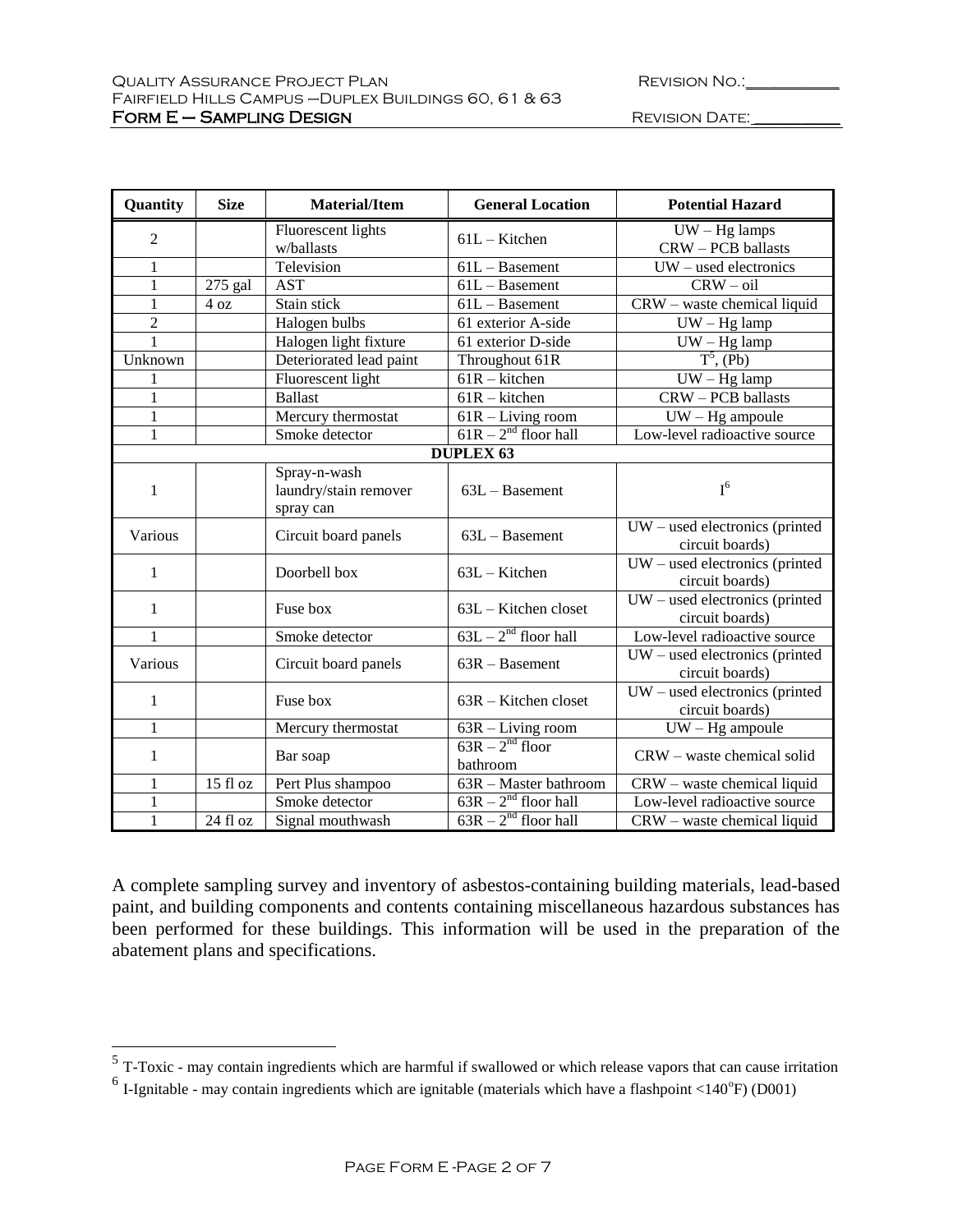| Quantity | Size | Material/Item | General Location | Potential Hazard |
|---|---|---|---|---|
| 2 | | Fluorescent lights w/ballasts | 61L – Kitchen | UW – Hg lamps<br>CRW – PCB ballasts |
| 1 | | Television | 61L – Basement | UW – used electronics |
| 1 | 275 gal | AST | 61L – Basement | CRW – oil |
| 1 | 4 oz | Stain stick | 61L – Basement | CRW – waste chemical liquid |
| 2 | | Halogen bulbs | 61 exterior A-side | UW – Hg lamp |
| 1 | | Halogen light fixture | 61 exterior D-side | UW – Hg lamp |
| Unknown | | Deteriorated lead paint | Throughout 61R | T[5], (Pb) |
| 1 | | Fluorescent light | 61R – kitchen | UW – Hg lamp |
| 1 | | Ballast | 61R – kitchen | CRW – PCB ballasts |
| 1 | | Mercury thermostat | 61R – Living room | UW – Hg ampoule |
| 1 | | Smoke detector | 61R – 2nd floor hall | Low-level radioactive source |
| **DUPLEX 63** | | | | |
| 1 | | Spray-n-wash laundry/stain remover spray can | 63L – Basement | I[6] |
| Various | | Circuit board panels | 63L – Basement | UW – used electronics (printed circuit boards) |
| 1 | | Doorbell box | 63L – Kitchen | UW – used electronics (printed circuit boards) |
| 1 | | Fuse box | 63L – Kitchen closet | UW – used electronics (printed circuit boards) |
| 1 | | Smoke detector | 63L – 2nd floor hall | Low-level radioactive source |
| Various | | Circuit board panels | 63R – Basement | UW – used electronics (printed circuit boards) |
| 1 | | Fuse box | 63R – Kitchen closet | UW – used electronics (printed circuit boards) |
| 1 | | Mercury thermostat | 63R – Living room | UW – Hg ampoule |
| 1 | | Bar soap | 63R – 2nd floor bathroom | CRW – waste chemical solid |
| 1 | 15 fl oz | Pert Plus shampoo | 63R – Master bathroom | CRW – waste chemical liquid |
| 1 | | Smoke detector | 63R – 2nd floor hall | Low-level radioactive source |
| 1 | 24 fl oz | Signal mouthwash | 63R – 2nd floor hall | CRW – waste chemical liquid |

A complete sampling survey and inventory of asbestos-containing building materials, lead-based paint, and building components and contents containing miscellaneous hazardous substances has been performed for these buildings. This information will be used in the preparation of the abatement plans and specifications.

[5] T-Toxic - may contain ingredients which are harmful if swallowed or which release vapors that can cause irritation

[6] I-Ignitable - may contain ingredients which are ignitable (materials which have a flashpoint <140°F) (D001)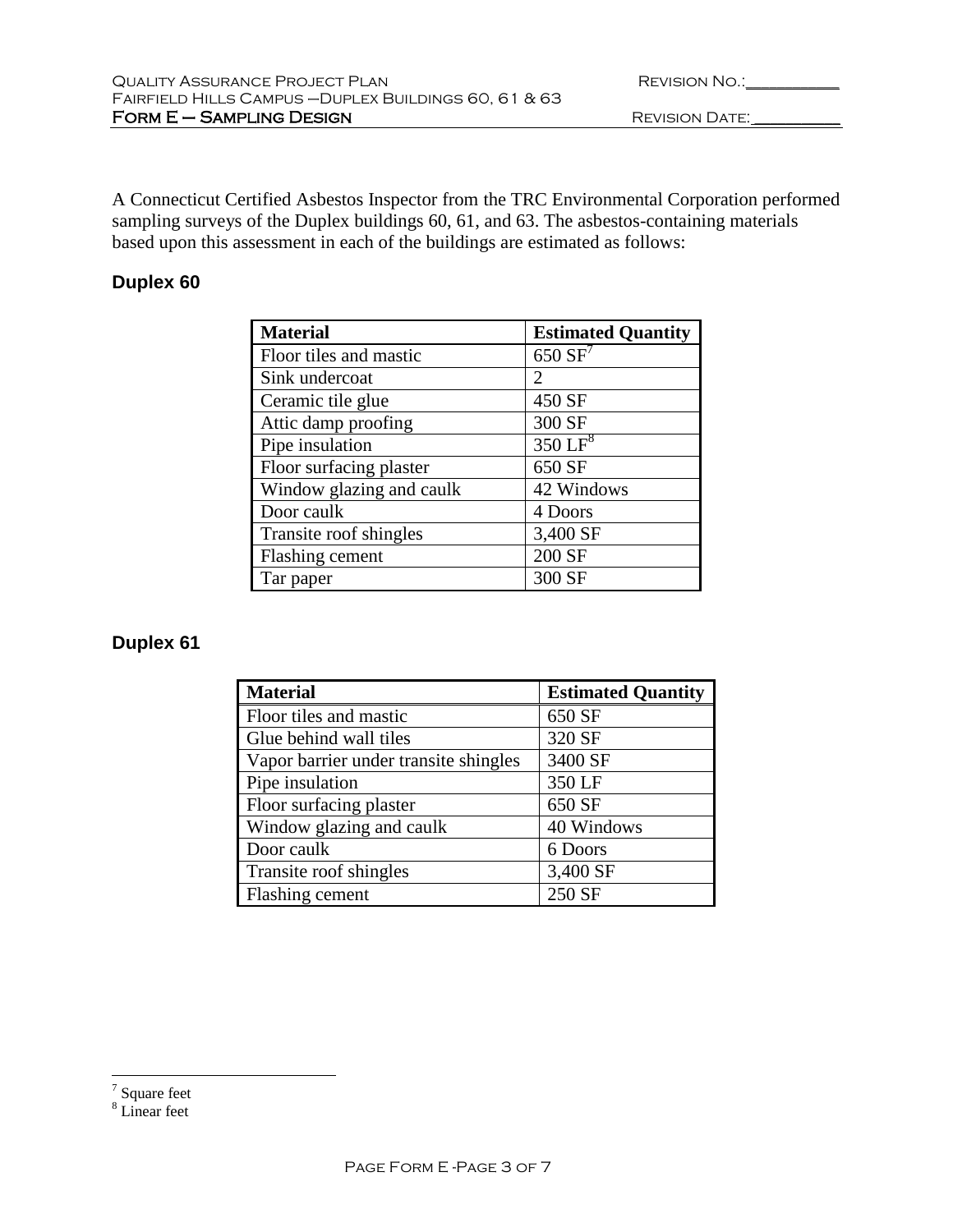A Connecticut Certified Asbestos Inspector from the TRC Environmental Corporation performed sampling surveys of the Duplex buildings 60, 61, and 63. The asbestos-containing materials based upon this assessment in each of the buildings are estimated as follows:

### Duplex 60

| Material | Estimated Quantity |
|---|---|
| Floor tiles and mastic | 650 SF[7] |
| Sink undercoat | 2 |
| Ceramic tile glue | 450 SF |
| Attic damp proofing | 300 SF |
| Pipe insulation | 350 LF[8] |
| Floor surfacing plaster | 650 SF |
| Window glazing and caulk | 42 Windows |
| Door caulk | 4 Doors |
| Transite roof shingles | 3,400 SF |
| Flashing cement | 200 SF |
| Tar paper | 300 SF |

### Duplex 61

| Material | Estimated Quantity |
|---|---|
| Floor tiles and mastic | 650 SF |
| Glue behind wall tiles | 320 SF |
| Vapor barrier under transite shingles | 3400 SF |
| Pipe insulation | 350 LF |
| Floor surfacing plaster | 650 SF |
| Window glazing and caulk | 40 Windows |
| Door caulk | 6 Doors |
| Transite roof shingles | 3,400 SF |
| Flashing cement | 250 SF |

[7] Square feet
[8] Linear feet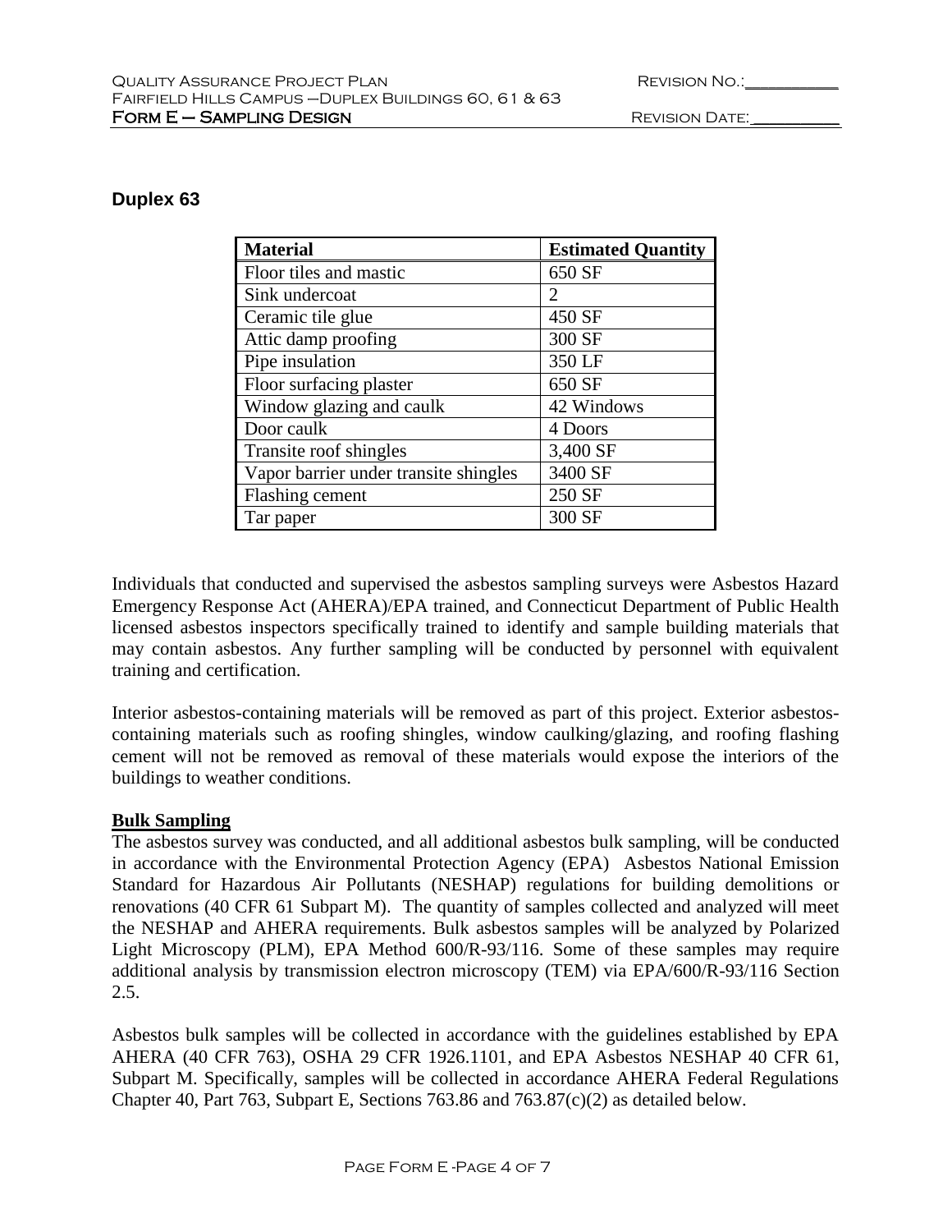## Duplex 63

| Material | Estimated Quantity |
|---|---|
| Floor tiles and mastic | 650 SF |
| Sink undercoat | 2 |
| Ceramic tile glue | 450 SF |
| Attic damp proofing | 300 SF |
| Pipe insulation | 350 LF |
| Floor surfacing plaster | 650 SF |
| Window glazing and caulk | 42 Windows |
| Door caulk | 4 Doors |
| Transite roof shingles | 3,400 SF |
| Vapor barrier under transite shingles | 3400 SF |
| Flashing cement | 250 SF |
| Tar paper | 300 SF |

Individuals that conducted and supervised the asbestos sampling surveys were Asbestos Hazard Emergency Response Act (AHERA)/EPA trained, and Connecticut Department of Public Health licensed asbestos inspectors specifically trained to identify and sample building materials that may contain asbestos. Any further sampling will be conducted by personnel with equivalent training and certification.

Interior asbestos-containing materials will be removed as part of this project. Exterior asbestos-containing materials such as roofing shingles, window caulking/glazing, and roofing flashing cement will not be removed as removal of these materials would expose the interiors of the buildings to weather conditions.

**Bulk Sampling**

The asbestos survey was conducted, and all additional asbestos bulk sampling, will be conducted in accordance with the Environmental Protection Agency (EPA) Asbestos National Emission Standard for Hazardous Air Pollutants (NESHAP) regulations for building demolitions or renovations (40 CFR 61 Subpart M). The quantity of samples collected and analyzed will meet the NESHAP and AHERA requirements. Bulk asbestos samples will be analyzed by Polarized Light Microscopy (PLM), EPA Method 600/R-93/116. Some of these samples may require additional analysis by transmission electron microscopy (TEM) via EPA/600/R-93/116 Section 2.5.

Asbestos bulk samples will be collected in accordance with the guidelines established by EPA AHERA (40 CFR 763), OSHA 29 CFR 1926.1101, and EPA Asbestos NESHAP 40 CFR 61, Subpart M. Specifically, samples will be collected in accordance AHERA Federal Regulations Chapter 40, Part 763, Subpart E, Sections 763.86 and 763.87(c)(2) as detailed below.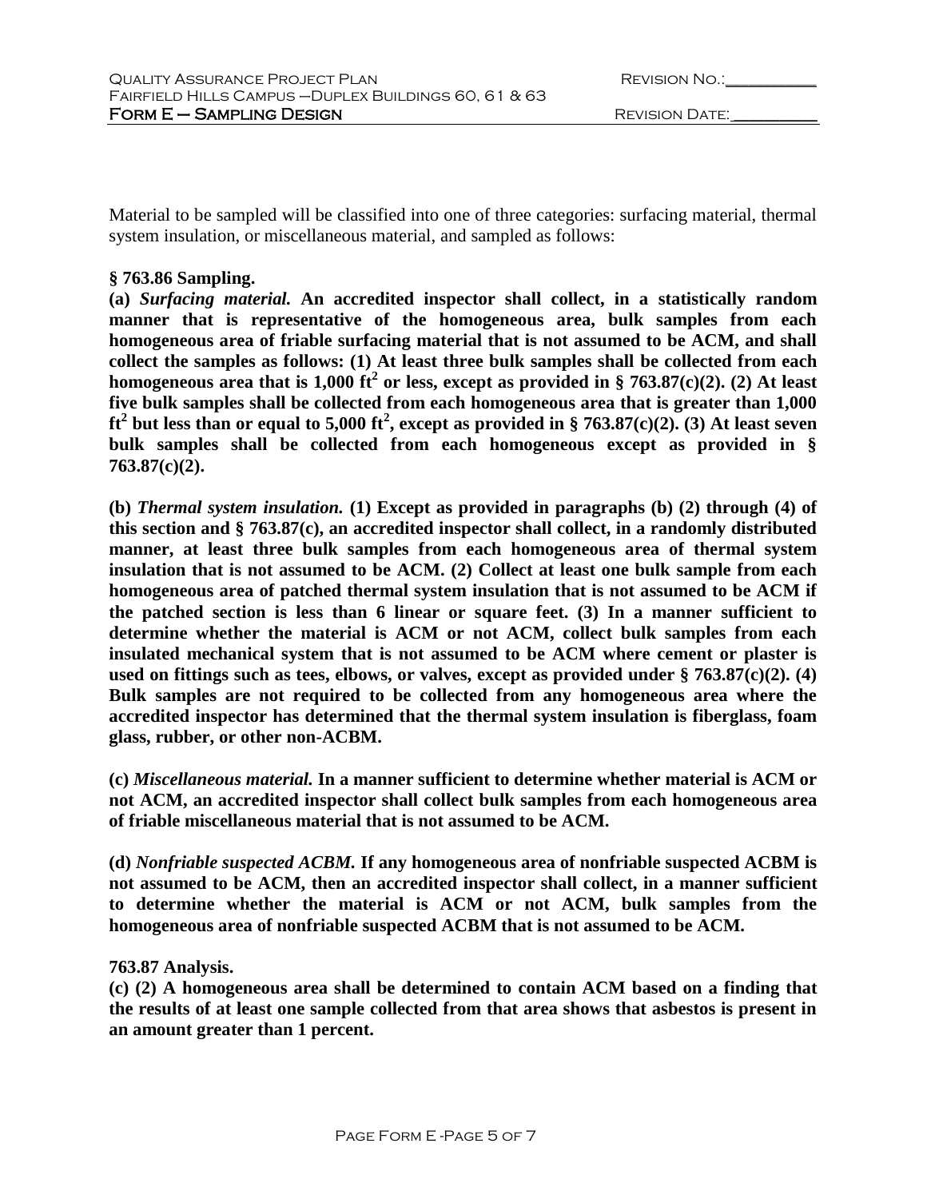Material to be sampled will be classified into one of three categories: surfacing material, thermal system insulation, or miscellaneous material, and sampled as follows:

**§ 763.86 Sampling.**

**(a)** ***Surfacing material.*** **An accredited inspector shall collect, in a statistically random manner that is representative of the homogeneous area, bulk samples from each homogeneous area of friable surfacing material that is not assumed to be ACM, and shall collect the samples as follows: (1) At least three bulk samples shall be collected from each homogeneous area that is 1,000 ft$^2$ or less, except as provided in § 763.87(c)(2). (2) At least five bulk samples shall be collected from each homogeneous area that is greater than 1,000 ft$^2$ but less than or equal to 5,000 ft$^2$, except as provided in § 763.87(c)(2). (3) At least seven bulk samples shall be collected from each homogeneous except as provided in § 763.87(c)(2).**

**(b)** ***Thermal system insulation.*** **(1) Except as provided in paragraphs (b) (2) through (4) of this section and § 763.87(c), an accredited inspector shall collect, in a randomly distributed manner, at least three bulk samples from each homogeneous area of thermal system insulation that is not assumed to be ACM. (2) Collect at least one bulk sample from each homogeneous area of patched thermal system insulation that is not assumed to be ACM if the patched section is less than 6 linear or square feet. (3) In a manner sufficient to determine whether the material is ACM or not ACM, collect bulk samples from each insulated mechanical system that is not assumed to be ACM where cement or plaster is used on fittings such as tees, elbows, or valves, except as provided under § 763.87(c)(2). (4) Bulk samples are not required to be collected from any homogeneous area where the accredited inspector has determined that the thermal system insulation is fiberglass, foam glass, rubber, or other non-ACBM.**

**(c)** ***Miscellaneous material.*** **In a manner sufficient to determine whether material is ACM or not ACM, an accredited inspector shall collect bulk samples from each homogeneous area of friable miscellaneous material that is not assumed to be ACM.**

**(d)** ***Nonfriable suspected ACBM.*** **If any homogeneous area of nonfriable suspected ACBM is not assumed to be ACM, then an accredited inspector shall collect, in a manner sufficient to determine whether the material is ACM or not ACM, bulk samples from the homogeneous area of nonfriable suspected ACBM that is not assumed to be ACM.**

**763.87 Analysis.**

**(c) (2) A homogeneous area shall be determined to contain ACM based on a finding that the results of at least one sample collected from that area shows that asbestos is present in an amount greater than 1 percent.**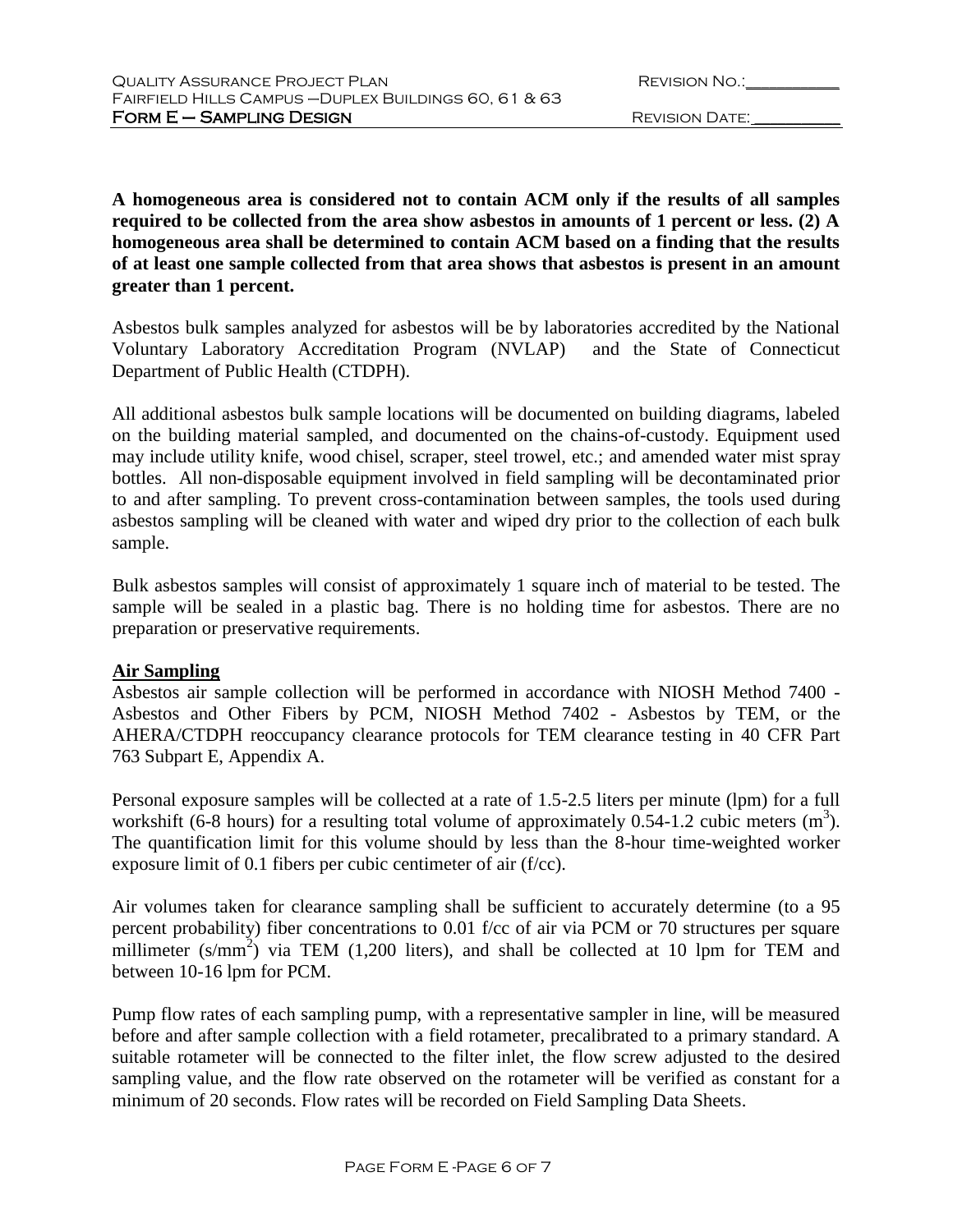**A homogeneous area is considered not to contain ACM only if the results of all samples required to be collected from the area show asbestos in amounts of 1 percent or less. (2) A homogeneous area shall be determined to contain ACM based on a finding that the results of at least one sample collected from that area shows that asbestos is present in an amount greater than 1 percent.**

Asbestos bulk samples analyzed for asbestos will be by laboratories accredited by the National Voluntary Laboratory Accreditation Program (NVLAP) and the State of Connecticut Department of Public Health (CTDPH).

All additional asbestos bulk sample locations will be documented on building diagrams, labeled on the building material sampled, and documented on the chains-of-custody. Equipment used may include utility knife, wood chisel, scraper, steel trowel, etc.; and amended water mist spray bottles. All non-disposable equipment involved in field sampling will be decontaminated prior to and after sampling. To prevent cross-contamination between samples, the tools used during asbestos sampling will be cleaned with water and wiped dry prior to the collection of each bulk sample.

Bulk asbestos samples will consist of approximately 1 square inch of material to be tested. The sample will be sealed in a plastic bag. There is no holding time for asbestos. There are no preparation or preservative requirements.

**Air Sampling**

Asbestos air sample collection will be performed in accordance with NIOSH Method 7400 - Asbestos and Other Fibers by PCM, NIOSH Method 7402 - Asbestos by TEM, or the AHERA/CTDPH reoccupancy clearance protocols for TEM clearance testing in 40 CFR Part 763 Subpart E, Appendix A.

Personal exposure samples will be collected at a rate of 1.5-2.5 liters per minute (lpm) for a full workshift (6-8 hours) for a resulting total volume of approximately 0.54-1.2 cubic meters ($m^3$). The quantification limit for this volume should by less than the 8-hour time-weighted worker exposure limit of 0.1 fibers per cubic centimeter of air (f/cc).

Air volumes taken for clearance sampling shall be sufficient to accurately determine (to a 95 percent probability) fiber concentrations to 0.01 f/cc of air via PCM or 70 structures per square millimeter ($s/mm^2$) via TEM (1,200 liters), and shall be collected at 10 lpm for TEM and between 10-16 lpm for PCM.

Pump flow rates of each sampling pump, with a representative sampler in line, will be measured before and after sample collection with a field rotameter, precalibrated to a primary standard. A suitable rotameter will be connected to the filter inlet, the flow screw adjusted to the desired sampling value, and the flow rate observed on the rotameter will be verified as constant for a minimum of 20 seconds. Flow rates will be recorded on Field Sampling Data Sheets.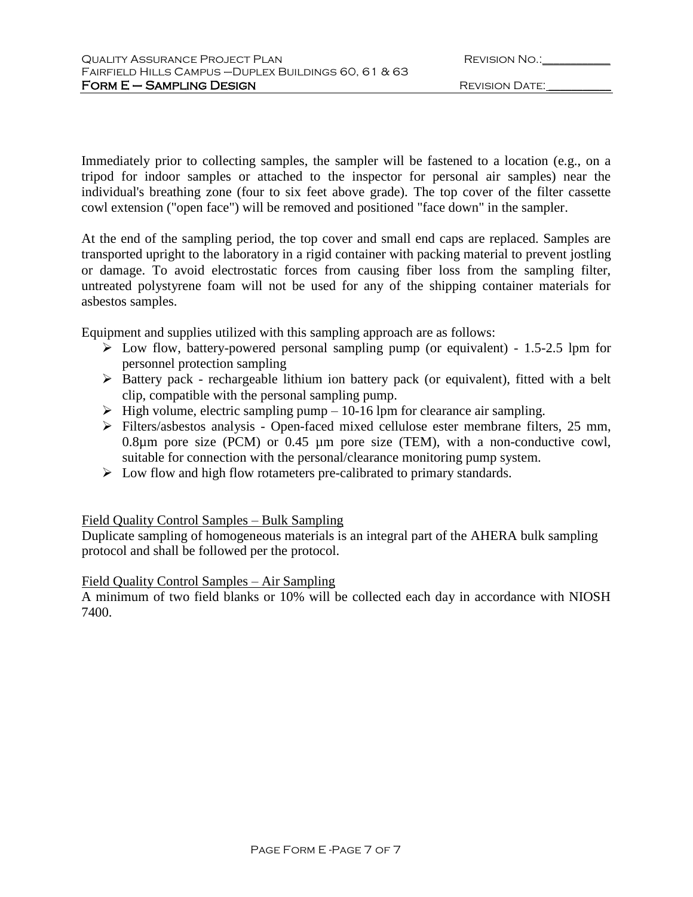Immediately prior to collecting samples, the sampler will be fastened to a location (e.g., on a tripod for indoor samples or attached to the inspector for personal air samples) near the individual's breathing zone (four to six feet above grade). The top cover of the filter cassette cowl extension ("open face") will be removed and positioned "face down" in the sampler.

At the end of the sampling period, the top cover and small end caps are replaced. Samples are transported upright to the laboratory in a rigid container with packing material to prevent jostling or damage. To avoid electrostatic forces from causing fiber loss from the sampling filter, untreated polystyrene foam will not be used for any of the shipping container materials for asbestos samples.

Equipment and supplies utilized with this sampling approach are as follows:

- Low flow, battery-powered personal sampling pump (or equivalent) - 1.5-2.5 lpm for personnel protection sampling
- Battery pack - rechargeable lithium ion battery pack (or equivalent), fitted with a belt clip, compatible with the personal sampling pump.
- High volume, electric sampling pump – 10-16 lpm for clearance air sampling.
- Filters/asbestos analysis - Open-faced mixed cellulose ester membrane filters, 25 mm, 0.8µm pore size (PCM) or 0.45 µm pore size (TEM), with a non-conductive cowl, suitable for connection with the personal/clearance monitoring pump system.
- Low flow and high flow rotameters pre-calibrated to primary standards.

Field Quality Control Samples – Bulk Sampling

Duplicate sampling of homogeneous materials is an integral part of the AHERA bulk sampling protocol and shall be followed per the protocol.

Field Quality Control Samples – Air Sampling

A minimum of two field blanks or 10% will be collected each day in accordance with NIOSH 7400.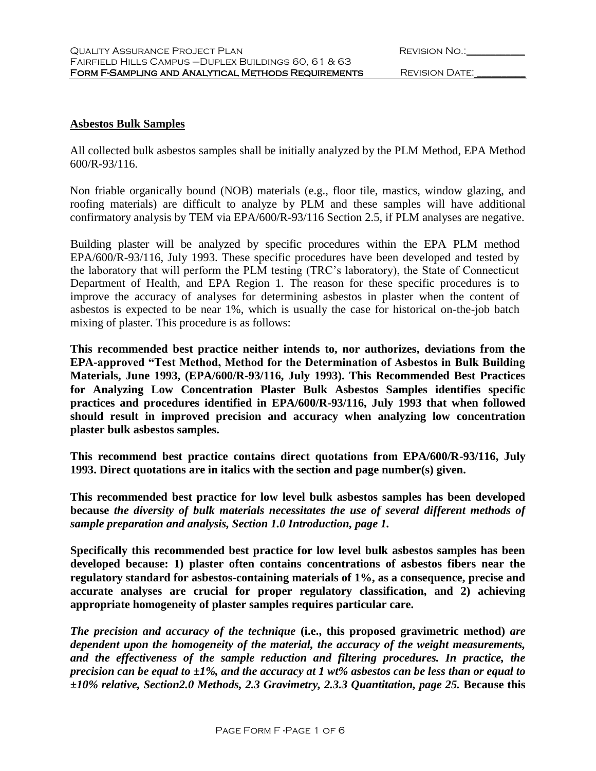**Asbestos Bulk Samples**

All collected bulk asbestos samples shall be initially analyzed by the PLM Method, EPA Method 600/R-93/116.

Non friable organically bound (NOB) materials (e.g., floor tile, mastics, window glazing, and roofing materials) are difficult to analyze by PLM and these samples will have additional confirmatory analysis by TEM via EPA/600/R-93/116 Section 2.5, if PLM analyses are negative.

Building plaster will be analyzed by specific procedures within the EPA PLM method EPA/600/R-93/116, July 1993. These specific procedures have been developed and tested by the laboratory that will perform the PLM testing (TRC's laboratory), the State of Connecticut Department of Health, and EPA Region 1. The reason for these specific procedures is to improve the accuracy of analyses for determining asbestos in plaster when the content of asbestos is expected to be near 1%, which is usually the case for historical on-the-job batch mixing of plaster. This procedure is as follows:

**This recommended best practice neither intends to, nor authorizes, deviations from the EPA-approved "Test Method, Method for the Determination of Asbestos in Bulk Building Materials, June 1993, (EPA/600/R-93/116, July 1993). This Recommended Best Practices for Analyzing Low Concentration Plaster Bulk Asbestos Samples identifies specific practices and procedures identified in EPA/600/R-93/116, July 1993 that when followed should result in improved precision and accuracy when analyzing low concentration plaster bulk asbestos samples.**

**This recommend best practice contains direct quotations from EPA/600/R-93/116, July 1993. Direct quotations are in italics with the section and page number(s) given.**

**This recommended best practice for low level bulk asbestos samples has been developed because *the diversity of bulk materials necessitates the use of several different methods of sample preparation and analysis, Section 1.0 Introduction, page 1.***

**Specifically this recommended best practice for low level bulk asbestos samples has been developed because: 1) plaster often contains concentrations of asbestos fibers near the regulatory standard for asbestos-containing materials of 1%, as a consequence, precise and accurate analyses are crucial for proper regulatory classification, and 2) achieving appropriate homogeneity of plaster samples requires particular care.**

***The precision and accuracy of the technique* (i.e., this proposed gravimetric method) *are dependent upon the homogeneity of the material, the accuracy of the weight measurements, and the effectiveness of the sample reduction and filtering procedures. In practice, the precision can be equal to ±1%, and the accuracy at 1 wt% asbestos can be less than or equal to ±10% relative, Section2.0 Methods, 2.3 Gravimetry, 2.3.3 Quantitation, page 25.* Because this**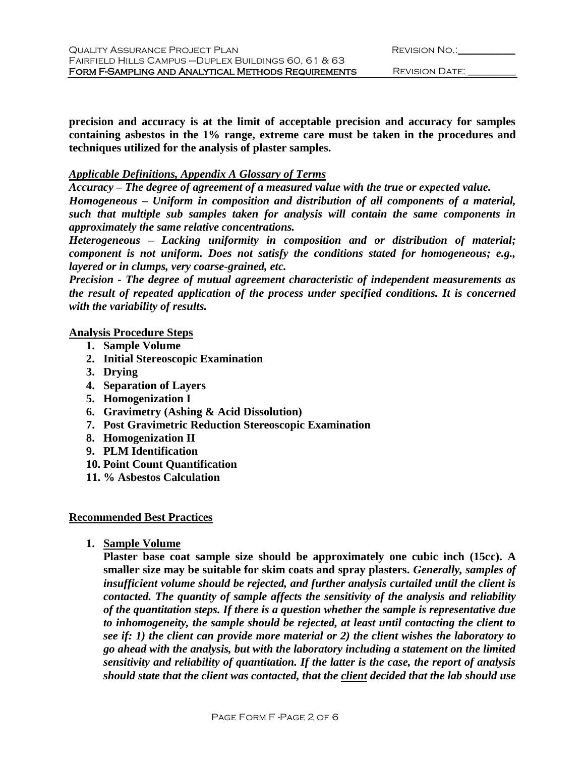**precision and accuracy is at the limit of acceptable precision and accuracy for samples containing asbestos in the 1% range, extreme care must be taken in the procedures and techniques utilized for the analysis of plaster samples.**

***Applicable Definitions, Appendix A Glossary of Terms***

***Accuracy – The degree of agreement of a measured value with the true or expected value.***

***Homogeneous – Uniform in composition and distribution of all components of a material, such that multiple sub samples taken for analysis will contain the same components in approximately the same relative concentrations.***

***Heterogeneous – Lacking uniformity in composition and or distribution of material; component is not uniform. Does not satisfy the conditions stated for homogeneous; e.g., layered or in clumps, very coarse-grained, etc.***

***Precision - The degree of mutual agreement characteristic of independent measurements as the result of repeated application of the process under specified conditions. It is concerned with the variability of results.***

**Analysis Procedure Steps**

1. **Sample Volume**
2. **Initial Stereoscopic Examination**
3. **Drying**
4. **Separation of Layers**
5. **Homogenization I**
6. **Gravimetry (Ashing & Acid Dissolution)**
7. **Post Gravimetric Reduction Stereoscopic Examination**
8. **Homogenization II**
9. **PLM Identification**
10. **Point Count Quantification**
11. **% Asbestos Calculation**

**Recommended Best Practices**

1. **Sample Volume**

   **Plaster base coat sample size should be approximately one cubic inch (15cc). A smaller size may be suitable for skim coats and spray plasters.** ***Generally, samples of insufficient volume should be rejected, and further analysis curtailed until the client is contacted. The quantity of sample affects the sensitivity of the analysis and reliability of the quantitation steps. If there is a question whether the sample is representative due to inhomogeneity, the sample should be rejected, at least until contacting the client to see if: 1) the client can provide more material or 2) the client wishes the laboratory to go ahead with the analysis, but with the laboratory including a statement on the limited sensitivity and reliability of quantitation. If the latter is the case, the report of analysis should state that the client was contacted, that the client decided that the lab should use***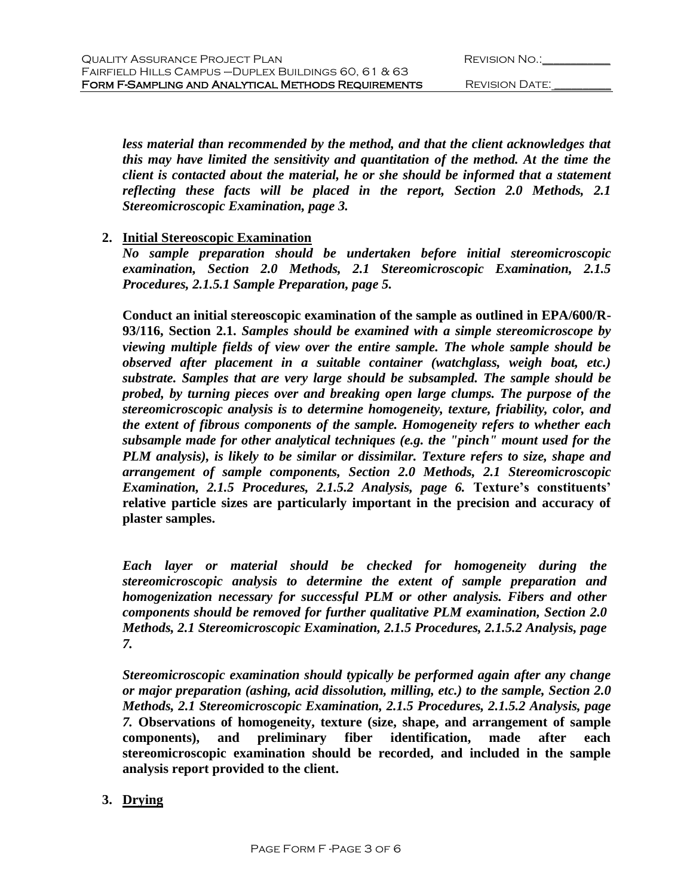***less material than recommended by the method, and that the client acknowledges that this may have limited the sensitivity and quantitation of the method. At the time the client is contacted about the material, he or she should be informed that a statement reflecting these facts will be placed in the report, Section 2.0 Methods, 2.1 Stereomicroscopic Examination, page 3.***

2. **<u>Initial Stereoscopic Examination</u>**

   ***No sample preparation should be undertaken before initial stereomicroscopic examination, Section 2.0 Methods, 2.1 Stereomicroscopic Examination, 2.1.5 Procedures, 2.1.5.1 Sample Preparation, page 5.***

   **Conduct an initial stereoscopic examination of the sample as outlined in EPA/600/R-93/116, Section 2.1.** ***Samples should be examined with a simple stereomicroscope by viewing multiple fields of view over the entire sample. The whole sample should be observed after placement in a suitable container (watchglass, weigh boat, etc.) substrate. Samples that are very large should be subsampled. The sample should be probed, by turning pieces over and breaking open large clumps. The purpose of the stereomicroscopic analysis is to determine homogeneity, texture, friability, color, and the extent of fibrous components of the sample. Homogeneity refers to whether each subsample made for other analytical techniques (e.g. the "pinch" mount used for the PLM analysis), is likely to be similar or dissimilar. Texture refers to size, shape and arrangement of sample components, Section 2.0 Methods, 2.1 Stereomicroscopic Examination, 2.1.5 Procedures, 2.1.5.2 Analysis, page 6.*** **Texture's constituents' relative particle sizes are particularly important in the precision and accuracy of plaster samples.**

   ***Each layer or material should be checked for homogeneity during the stereomicroscopic analysis to determine the extent of sample preparation and homogenization necessary for successful PLM or other analysis. Fibers and other components should be removed for further qualitative PLM examination, Section 2.0 Methods, 2.1 Stereomicroscopic Examination, 2.1.5 Procedures, 2.1.5.2 Analysis, page 7.***

   ***Stereomicroscopic examination should typically be performed again after any change or major preparation (ashing, acid dissolution, milling, etc.) to the sample, Section 2.0 Methods, 2.1 Stereomicroscopic Examination, 2.1.5 Procedures, 2.1.5.2 Analysis, page 7.*** **Observations of homogeneity, texture (size, shape, and arrangement of sample components), and preliminary fiber identification, made after each stereomicroscopic examination should be recorded, and included in the sample analysis report provided to the client.**

3. **<u>Drying</u>**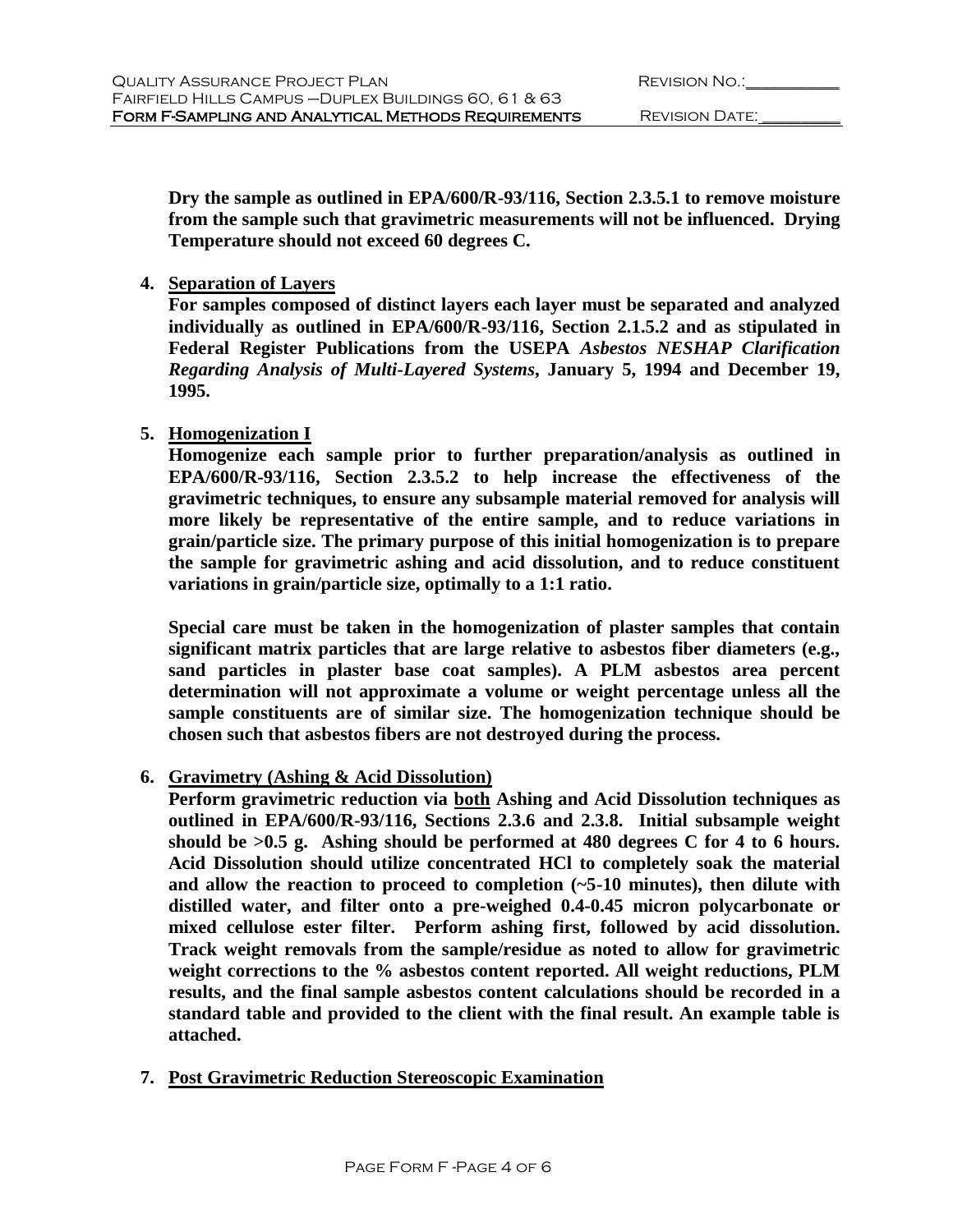**Dry the sample as outlined in EPA/600/R-93/116, Section 2.3.5.1 to remove moisture from the sample such that gravimetric measurements will not be influenced. Drying Temperature should not exceed 60 degrees C.**

4. **Separation of Layers**

   **For samples composed of distinct layers each layer must be separated and analyzed individually as outlined in EPA/600/R-93/116, Section 2.1.5.2 and as stipulated in Federal Register Publications from the USEPA *Asbestos NESHAP Clarification Regarding Analysis of Multi-Layered Systems*, January 5, 1994 and December 19, 1995.**

5. **Homogenization I**

   **Homogenize each sample prior to further preparation/analysis as outlined in EPA/600/R-93/116, Section 2.3.5.2 to help increase the effectiveness of the gravimetric techniques, to ensure any subsample material removed for analysis will more likely be representative of the entire sample, and to reduce variations in grain/particle size. The primary purpose of this initial homogenization is to prepare the sample for gravimetric ashing and acid dissolution, and to reduce constituent variations in grain/particle size, optimally to a 1:1 ratio.**

   **Special care must be taken in the homogenization of plaster samples that contain significant matrix particles that are large relative to asbestos fiber diameters (e.g., sand particles in plaster base coat samples). A PLM asbestos area percent determination will not approximate a volume or weight percentage unless all the sample constituents are of similar size. The homogenization technique should be chosen such that asbestos fibers are not destroyed during the process.**

6. **Gravimetry (Ashing & Acid Dissolution)**

   **Perform gravimetric reduction via both Ashing and Acid Dissolution techniques as outlined in EPA/600/R-93/116, Sections 2.3.6 and 2.3.8. Initial subsample weight should be >0.5 g. Ashing should be performed at 480 degrees C for 4 to 6 hours. Acid Dissolution should utilize concentrated HCl to completely soak the material and allow the reaction to proceed to completion (~5-10 minutes), then dilute with distilled water, and filter onto a pre-weighed 0.4-0.45 micron polycarbonate or mixed cellulose ester filter. Perform ashing first, followed by acid dissolution. Track weight removals from the sample/residue as noted to allow for gravimetric weight corrections to the % asbestos content reported. All weight reductions, PLM results, and the final sample asbestos content calculations should be recorded in a standard table and provided to the client with the final result. An example table is attached.**

7. **Post Gravimetric Reduction Stereoscopic Examination**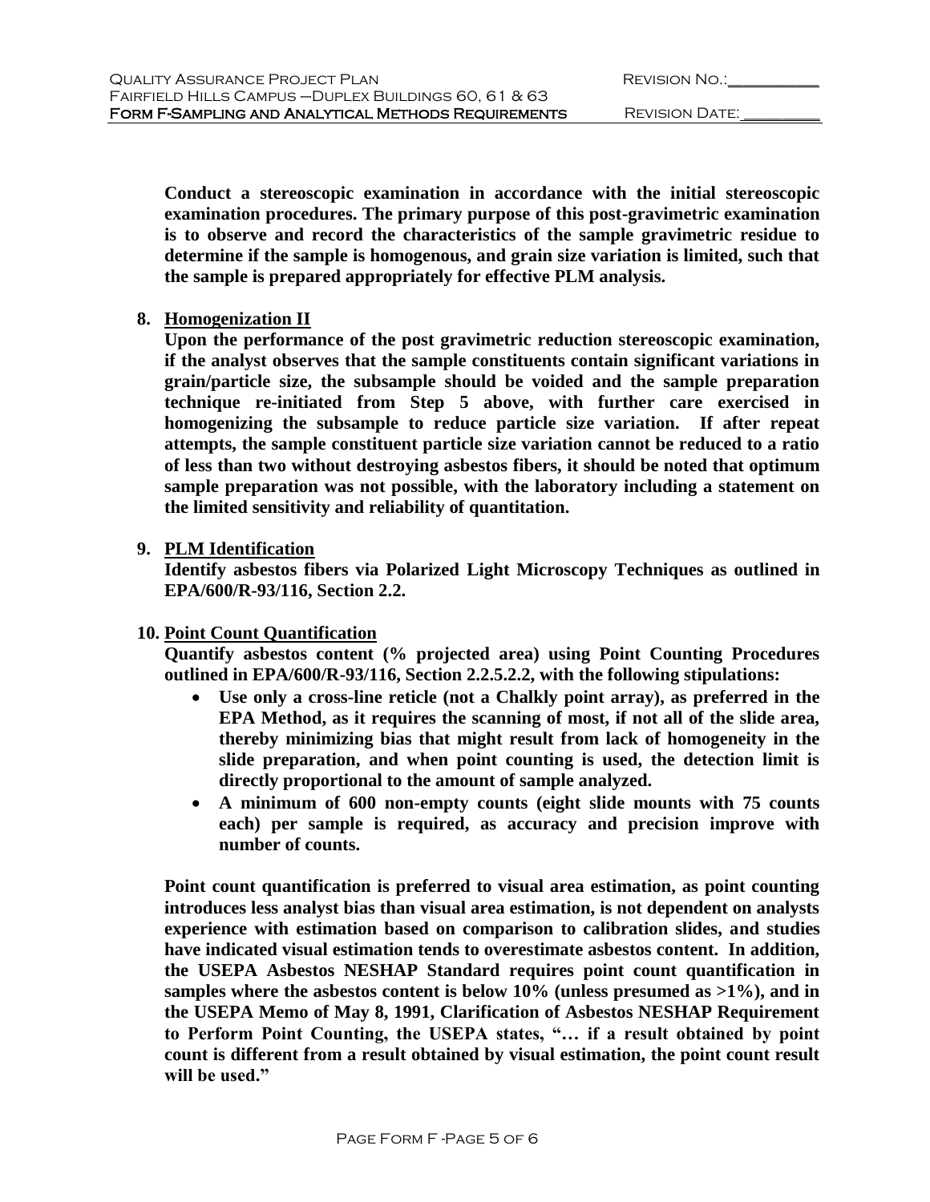**Conduct a stereoscopic examination in accordance with the initial stereoscopic examination procedures. The primary purpose of this post-gravimetric examination is to observe and record the characteristics of the sample gravimetric residue to determine if the sample is homogenous, and grain size variation is limited, such that the sample is prepared appropriately for effective PLM analysis.**

8. **<u>Homogenization II</u>**
   **Upon the performance of the post gravimetric reduction stereoscopic examination, if the analyst observes that the sample constituents contain significant variations in grain/particle size, the subsample should be voided and the sample preparation technique re-initiated from Step 5 above, with further care exercised in homogenizing the subsample to reduce particle size variation. If after repeat attempts, the sample constituent particle size variation cannot be reduced to a ratio of less than two without destroying asbestos fibers, it should be noted that optimum sample preparation was not possible, with the laboratory including a statement on the limited sensitivity and reliability of quantitation.**

9. **<u>PLM Identification</u>**
   **Identify asbestos fibers via Polarized Light Microscopy Techniques as outlined in EPA/600/R-93/116, Section 2.2.**

10. **<u>Point Count Quantification</u>**
    **Quantify asbestos content (% projected area) using Point Counting Procedures outlined in EPA/600/R-93/116, Section 2.2.5.2.2, with the following stipulations:**
    - **Use only a cross-line reticle (not a Chalkly point array), as preferred in the EPA Method, as it requires the scanning of most, if not all of the slide area, thereby minimizing bias that might result from lack of homogeneity in the slide preparation, and when point counting is used, the detection limit is directly proportional to the amount of sample analyzed.**
    - **A minimum of 600 non-empty counts (eight slide mounts with 75 counts each) per sample is required, as accuracy and precision improve with number of counts.**

    **Point count quantification is preferred to visual area estimation, as point counting introduces less analyst bias than visual area estimation, is not dependent on analysts experience with estimation based on comparison to calibration slides, and studies have indicated visual estimation tends to overestimate asbestos content. In addition, the USEPA Asbestos NESHAP Standard requires point count quantification in samples where the asbestos content is below 10% (unless presumed as >1%), and in the USEPA Memo of May 8, 1991, Clarification of Asbestos NESHAP Requirement to Perform Point Counting, the USEPA states, "… if a result obtained by point count is different from a result obtained by visual estimation, the point count result will be used."**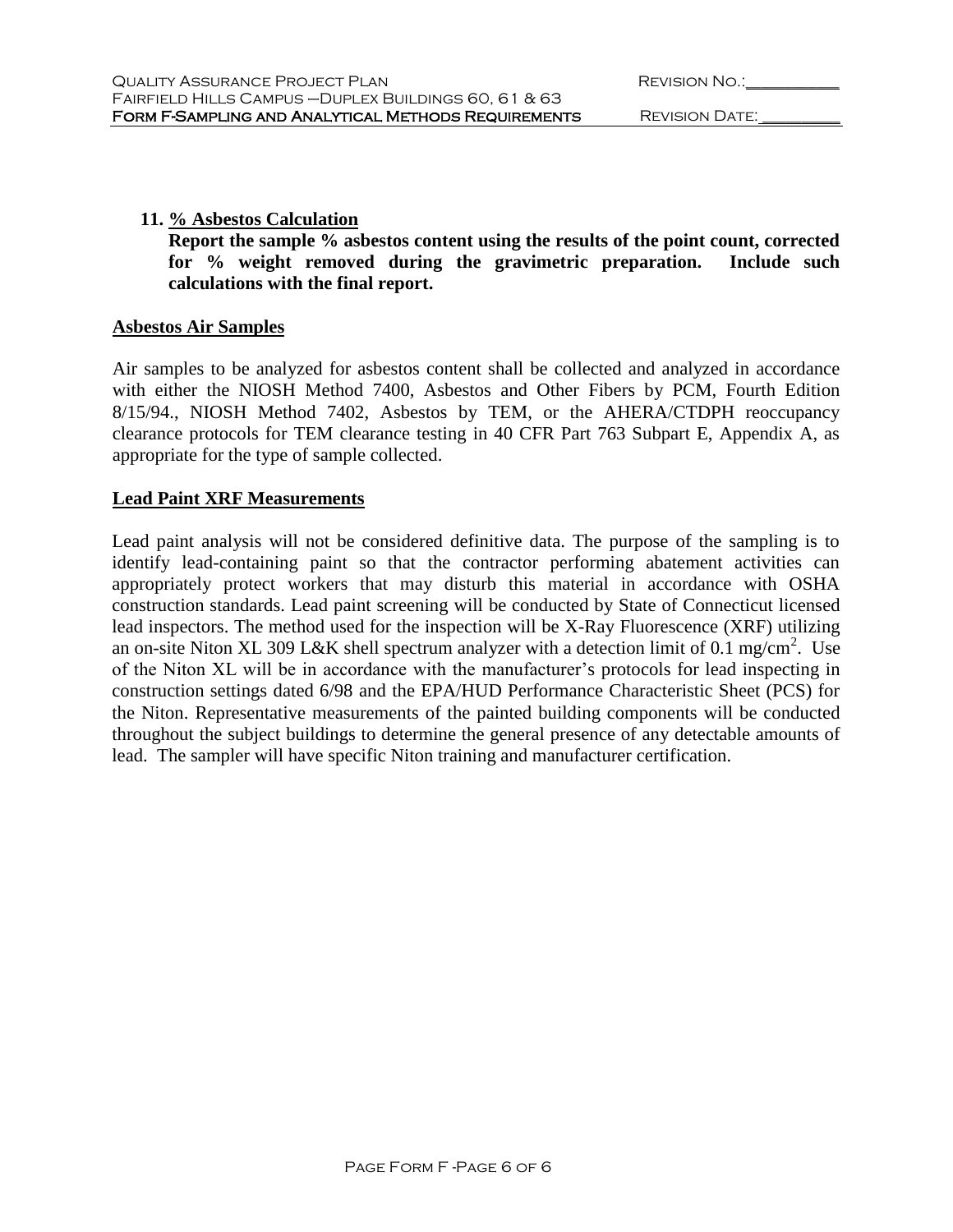11. **% Asbestos Calculation**

    **Report the sample % asbestos content using the results of the point count, corrected for % weight removed during the gravimetric preparation. Include such calculations with the final report.**

## Asbestos Air Samples

Air samples to be analyzed for asbestos content shall be collected and analyzed in accordance with either the NIOSH Method 7400, Asbestos and Other Fibers by PCM, Fourth Edition 8/15/94., NIOSH Method 7402, Asbestos by TEM, or the AHERA/CTDPH reoccupancy clearance protocols for TEM clearance testing in 40 CFR Part 763 Subpart E, Appendix A, as appropriate for the type of sample collected.

## Lead Paint XRF Measurements

Lead paint analysis will not be considered definitive data. The purpose of the sampling is to identify lead-containing paint so that the contractor performing abatement activities can appropriately protect workers that may disturb this material in accordance with OSHA construction standards. Lead paint screening will be conducted by State of Connecticut licensed lead inspectors. The method used for the inspection will be X-Ray Fluorescence (XRF) utilizing an on-site Niton XL 309 L&K shell spectrum analyzer with a detection limit of 0.1 $mg/cm^2$. Use of the Niton XL will be in accordance with the manufacturer's protocols for lead inspecting in construction settings dated 6/98 and the EPA/HUD Performance Characteristic Sheet (PCS) for the Niton. Representative measurements of the painted building components will be conducted throughout the subject buildings to determine the general presence of any detectable amounts of lead. The sampler will have specific Niton training and manufacturer certification.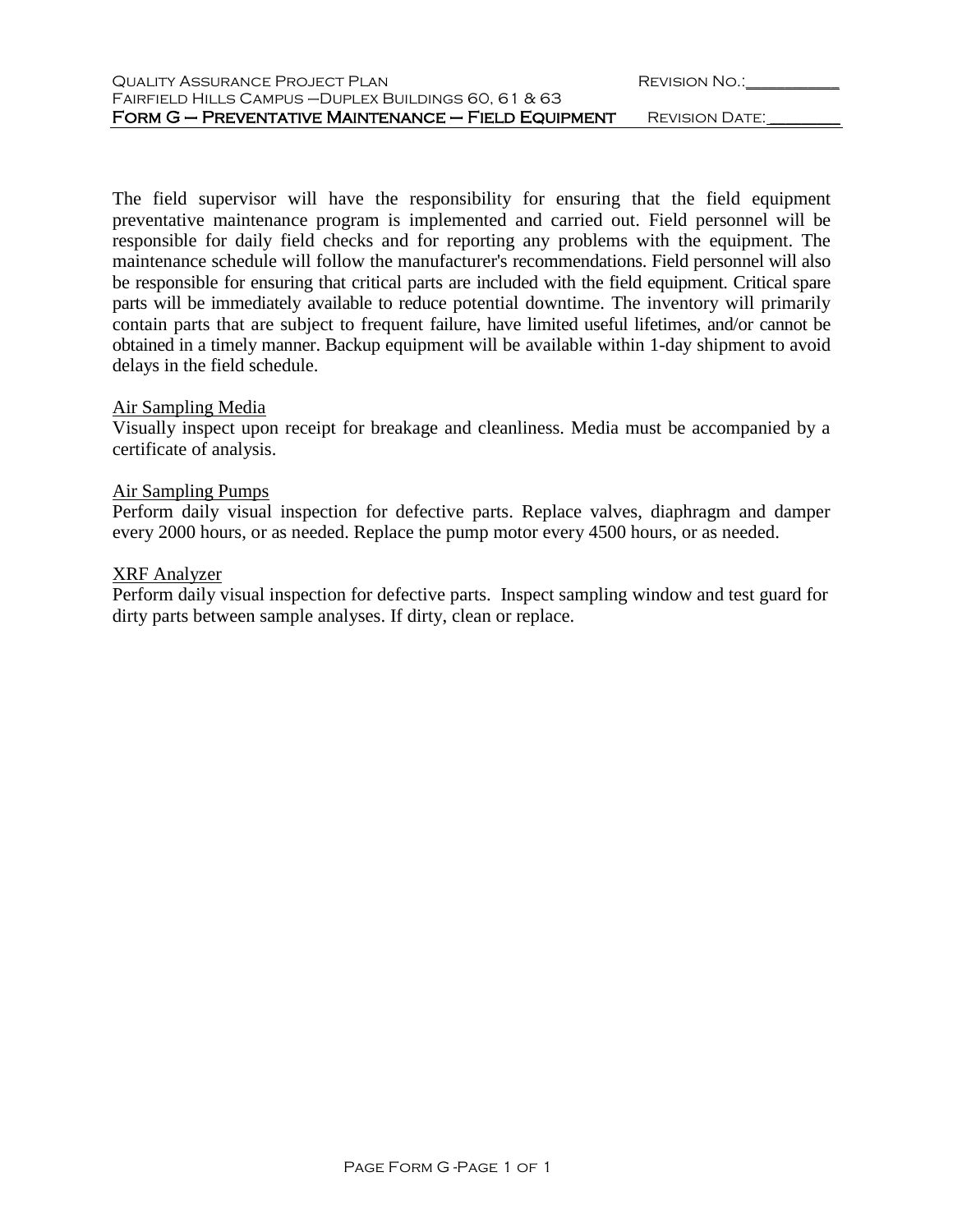The field supervisor will have the responsibility for ensuring that the field equipment preventative maintenance program is implemented and carried out. Field personnel will be responsible for daily field checks and for reporting any problems with the equipment. The maintenance schedule will follow the manufacturer's recommendations. Field personnel will also be responsible for ensuring that critical parts are included with the field equipment. Critical spare parts will be immediately available to reduce potential downtime. The inventory will primarily contain parts that are subject to frequent failure, have limited useful lifetimes, and/or cannot be obtained in a timely manner. Backup equipment will be available within 1-day shipment to avoid delays in the field schedule.

Air Sampling Media

Visually inspect upon receipt for breakage and cleanliness. Media must be accompanied by a certificate of analysis.

Air Sampling Pumps

Perform daily visual inspection for defective parts. Replace valves, diaphragm and damper every 2000 hours, or as needed. Replace the pump motor every 4500 hours, or as needed.

XRF Analyzer

Perform daily visual inspection for defective parts. Inspect sampling window and test guard for dirty parts between sample analyses. If dirty, clean or replace.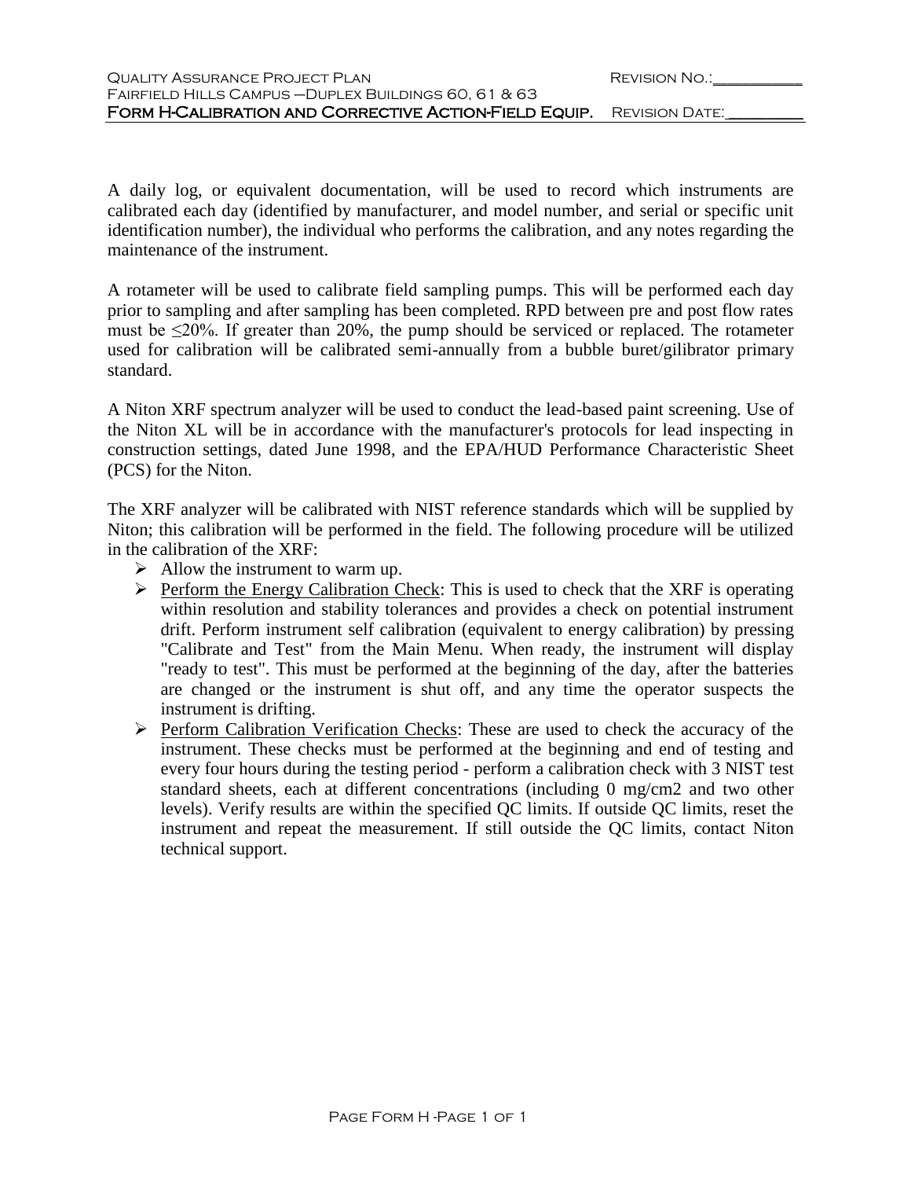A daily log, or equivalent documentation, will be used to record which instruments are calibrated each day (identified by manufacturer, and model number, and serial or specific unit identification number), the individual who performs the calibration, and any notes regarding the maintenance of the instrument.

A rotameter will be used to calibrate field sampling pumps. This will be performed each day prior to sampling and after sampling has been completed. RPD between pre and post flow rates must be ≤20%. If greater than 20%, the pump should be serviced or replaced. The rotameter used for calibration will be calibrated semi-annually from a bubble buret/gilibrator primary standard.

A Niton XRF spectrum analyzer will be used to conduct the lead-based paint screening. Use of the Niton XL will be in accordance with the manufacturer's protocols for lead inspecting in construction settings, dated June 1998, and the EPA/HUD Performance Characteristic Sheet (PCS) for the Niton.

The XRF analyzer will be calibrated with NIST reference standards which will be supplied by Niton; this calibration will be performed in the field. The following procedure will be utilized in the calibration of the XRF:

- Allow the instrument to warm up.
- Perform the Energy Calibration Check: This is used to check that the XRF is operating within resolution and stability tolerances and provides a check on potential instrument drift. Perform instrument self calibration (equivalent to energy calibration) by pressing "Calibrate and Test" from the Main Menu. When ready, the instrument will display "ready to test". This must be performed at the beginning of the day, after the batteries are changed or the instrument is shut off, and any time the operator suspects the instrument is drifting.
- Perform Calibration Verification Checks: These are used to check the accuracy of the instrument. These checks must be performed at the beginning and end of testing and every four hours during the testing period - perform a calibration check with 3 NIST test standard sheets, each at different concentrations (including 0 mg/cm2 and two other levels). Verify results are within the specified QC limits. If outside QC limits, reset the instrument and repeat the measurement. If still outside the QC limits, contact Niton technical support.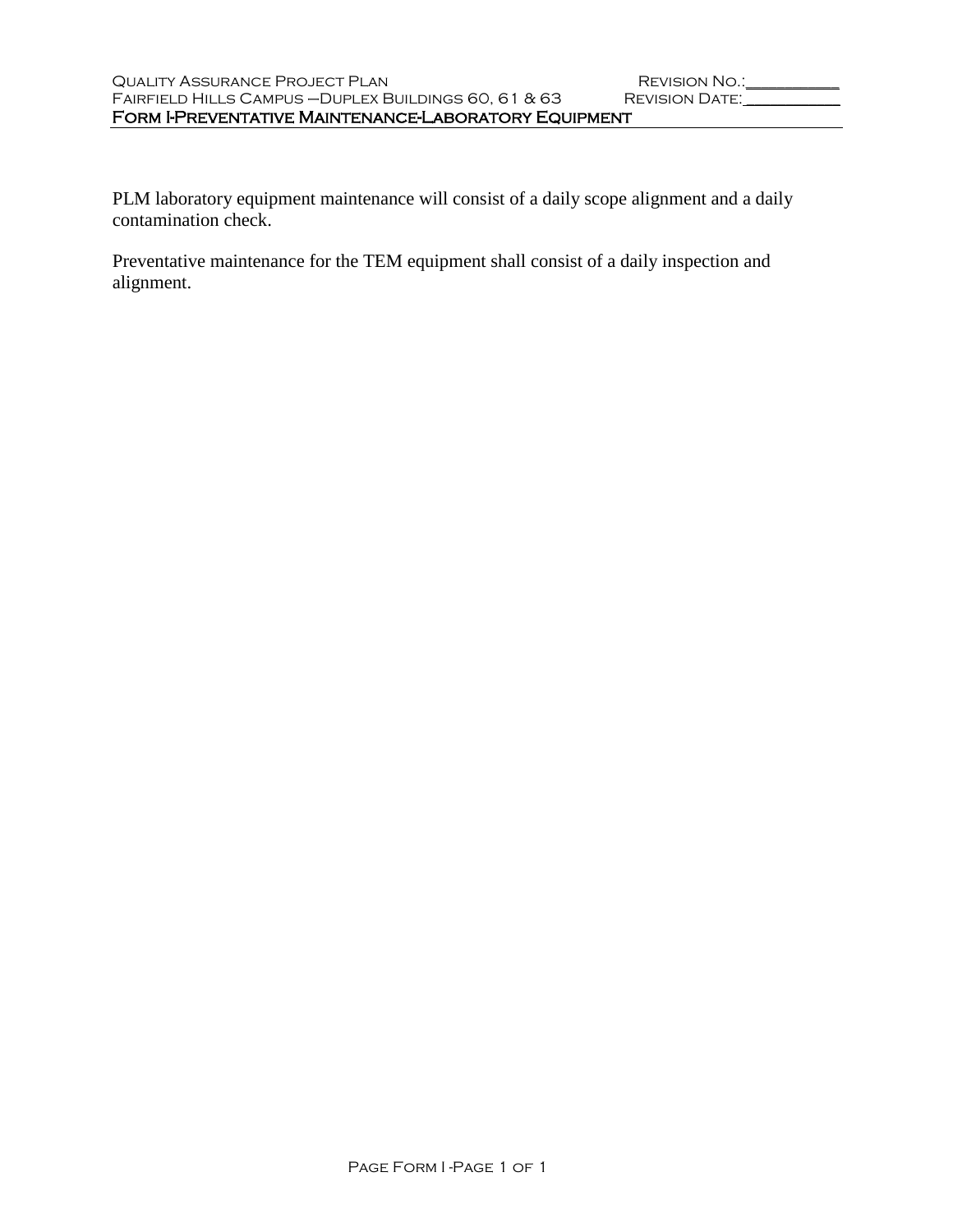PLM laboratory equipment maintenance will consist of a daily scope alignment and a daily contamination check.

Preventative maintenance for the TEM equipment shall consist of a daily inspection and alignment.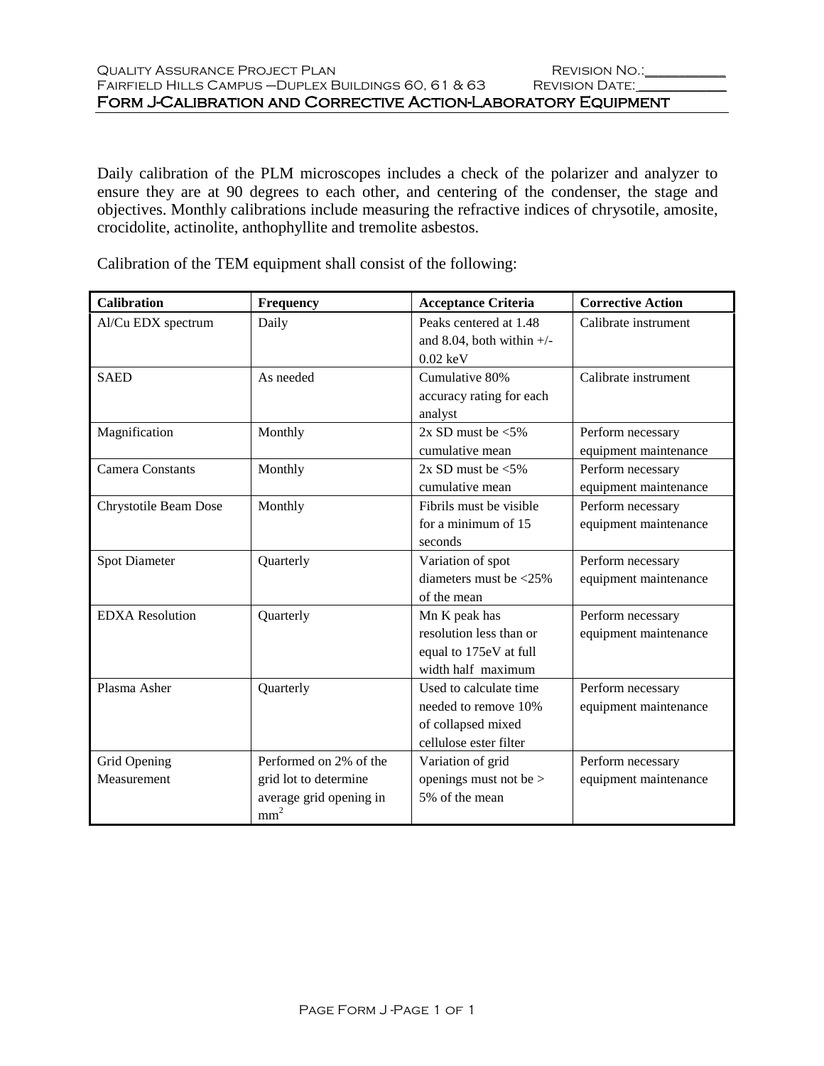Daily calibration of the PLM microscopes includes a check of the polarizer and analyzer to ensure they are at 90 degrees to each other, and centering of the condenser, the stage and objectives. Monthly calibrations include measuring the refractive indices of chrysotile, amosite, crocidolite, actinolite, anthophyllite and tremolite asbestos.

Calibration of the TEM equipment shall consist of the following:

| Calibration | Frequency | Acceptance Criteria | Corrective Action |
|---|---|---|---|
| Al/Cu EDX spectrum | Daily | Peaks centered at 1.48 and 8.04, both within +/- 0.02 keV | Calibrate instrument |
| SAED | As needed | Cumulative 80% accuracy rating for each analyst | Calibrate instrument |
| Magnification | Monthly | 2x SD must be <5% cumulative mean | Perform necessary equipment maintenance |
| Camera Constants | Monthly | 2x SD must be <5% cumulative mean | Perform necessary equipment maintenance |
| Chrystotile Beam Dose | Monthly | Fibrils must be visible for a minimum of 15 seconds | Perform necessary equipment maintenance |
| Spot Diameter | Quarterly | Variation of spot diameters must be <25% of the mean | Perform necessary equipment maintenance |
| EDXA Resolution | Quarterly | Mn K peak has resolution less than or equal to 175eV at full width half maximum | Perform necessary equipment maintenance |
| Plasma Asher | Quarterly | Used to calculate time needed to remove 10% of collapsed mixed cellulose ester filter | Perform necessary equipment maintenance |
| Grid Opening Measurement | Performed on 2% of the grid lot to determine average grid opening in $mm^2$ | Variation of grid openings must not be > 5% of the mean | Perform necessary equipment maintenance |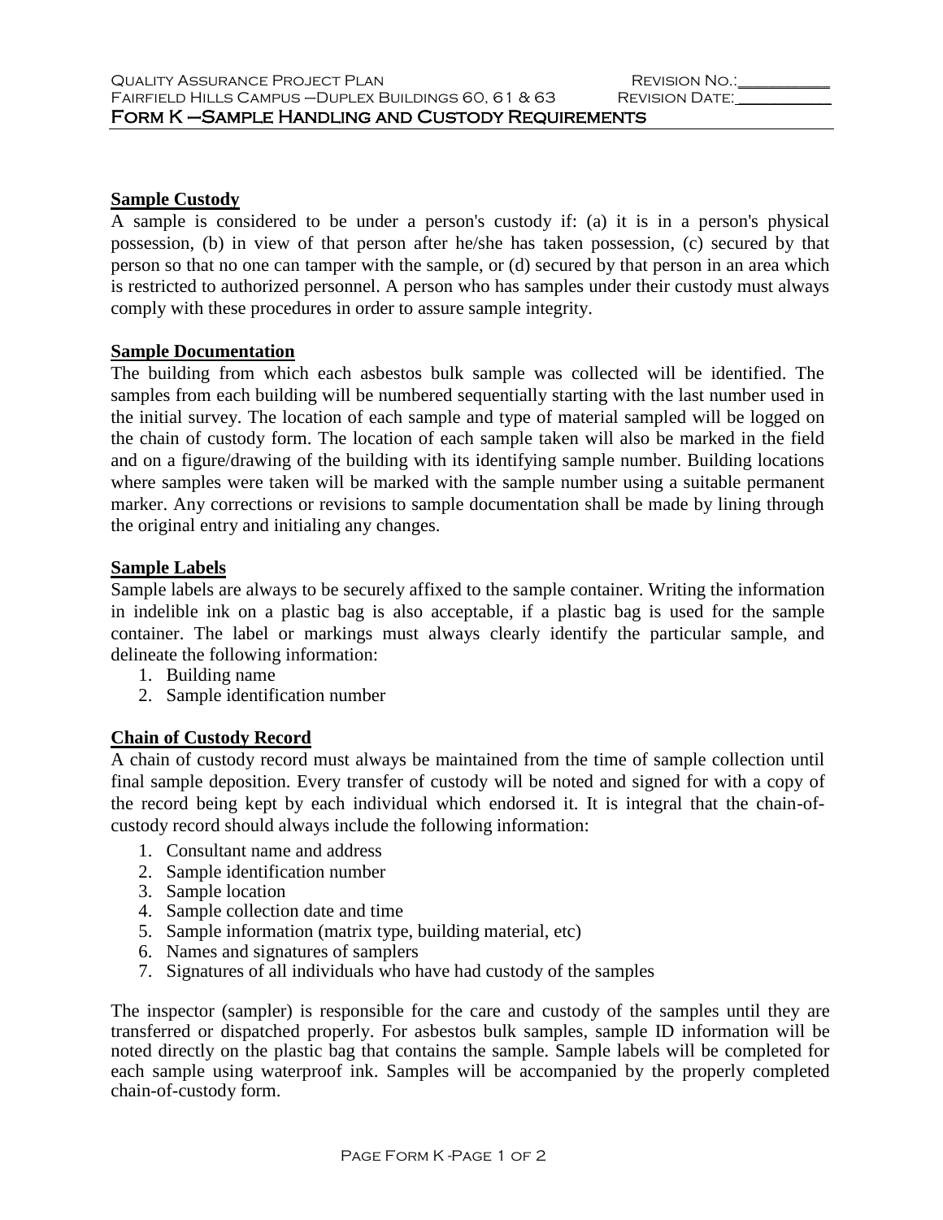## Sample Custody

A sample is considered to be under a person's custody if: (a) it is in a person's physical possession, (b) in view of that person after he/she has taken possession, (c) secured by that person so that no one can tamper with the sample, or (d) secured by that person in an area which is restricted to authorized personnel. A person who has samples under their custody must always comply with these procedures in order to assure sample integrity.

## Sample Documentation

The building from which each asbestos bulk sample was collected will be identified. The samples from each building will be numbered sequentially starting with the last number used in the initial survey. The location of each sample and type of material sampled will be logged on the chain of custody form. The location of each sample taken will also be marked in the field and on a figure/drawing of the building with its identifying sample number. Building locations where samples were taken will be marked with the sample number using a suitable permanent marker. Any corrections or revisions to sample documentation shall be made by lining through the original entry and initialing any changes.

## Sample Labels

Sample labels are always to be securely affixed to the sample container. Writing the information in indelible ink on a plastic bag is also acceptable, if a plastic bag is used for the sample container. The label or markings must always clearly identify the particular sample, and delineate the following information:

1. Building name
2. Sample identification number

## Chain of Custody Record

A chain of custody record must always be maintained from the time of sample collection until final sample deposition. Every transfer of custody will be noted and signed for with a copy of the record being kept by each individual which endorsed it. It is integral that the chain-of-custody record should always include the following information:

1. Consultant name and address
2. Sample identification number
3. Sample location
4. Sample collection date and time
5. Sample information (matrix type, building material, etc)
6. Names and signatures of samplers
7. Signatures of all individuals who have had custody of the samples

The inspector (sampler) is responsible for the care and custody of the samples until they are transferred or dispatched properly. For asbestos bulk samples, sample ID information will be noted directly on the plastic bag that contains the sample. Sample labels will be completed for each sample using waterproof ink. Samples will be accompanied by the properly completed chain-of-custody form.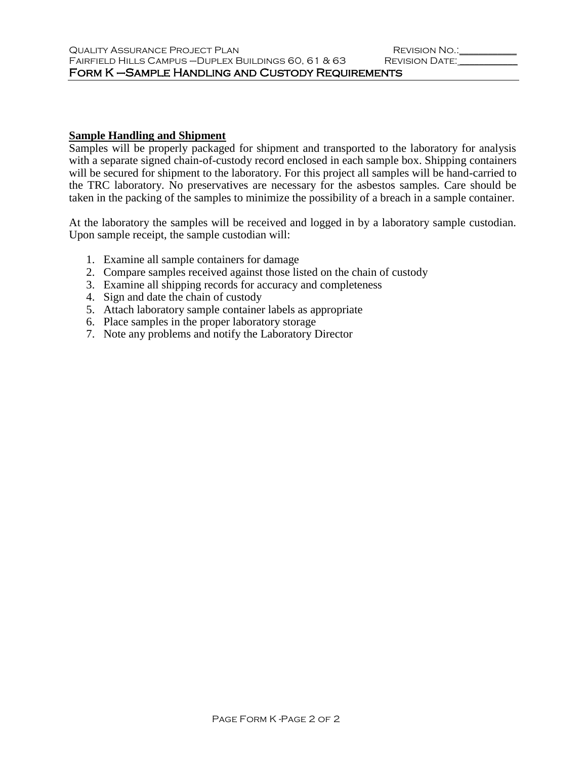**Sample Handling and Shipment**

Samples will be properly packaged for shipment and transported to the laboratory for analysis with a separate signed chain-of-custody record enclosed in each sample box. Shipping containers will be secured for shipment to the laboratory. For this project all samples will be hand-carried to the TRC laboratory. No preservatives are necessary for the asbestos samples. Care should be taken in the packing of the samples to minimize the possibility of a breach in a sample container.

At the laboratory the samples will be received and logged in by a laboratory sample custodian. Upon sample receipt, the sample custodian will:

1. Examine all sample containers for damage
2. Compare samples received against those listed on the chain of custody
3. Examine all shipping records for accuracy and completeness
4. Sign and date the chain of custody
5. Attach laboratory sample container labels as appropriate
6. Place samples in the proper laboratory storage
7. Note any problems and notify the Laboratory Director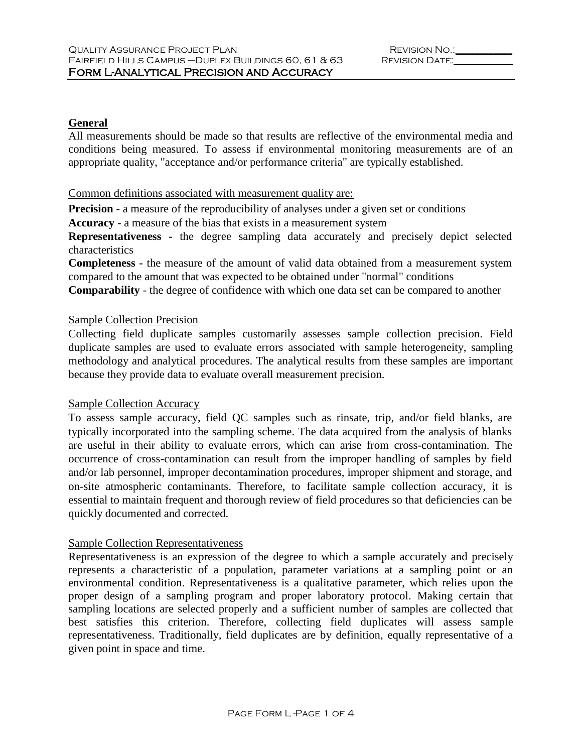## General

All measurements should be made so that results are reflective of the environmental media and conditions being measured. To assess if environmental monitoring measurements are of an appropriate quality, "acceptance and/or performance criteria" are typically established.

Common definitions associated with measurement quality are:

**Precision -** a measure of the reproducibility of analyses under a given set or conditions

**Accuracy** - a measure of the bias that exists in a measurement system

**Representativeness -** the degree sampling data accurately and precisely depict selected characteristics

**Completeness -** the measure of the amount of valid data obtained from a measurement system compared to the amount that was expected to be obtained under "normal" conditions

**Comparability** - the degree of confidence with which one data set can be compared to another

### Sample Collection Precision

Collecting field duplicate samples customarily assesses sample collection precision. Field duplicate samples are used to evaluate errors associated with sample heterogeneity, sampling methodology and analytical procedures. The analytical results from these samples are important because they provide data to evaluate overall measurement precision.

### Sample Collection Accuracy

To assess sample accuracy, field QC samples such as rinsate, trip, and/or field blanks, are typically incorporated into the sampling scheme. The data acquired from the analysis of blanks are useful in their ability to evaluate errors, which can arise from cross-contamination. The occurrence of cross-contamination can result from the improper handling of samples by field and/or lab personnel, improper decontamination procedures, improper shipment and storage, and on-site atmospheric contaminants. Therefore, to facilitate sample collection accuracy, it is essential to maintain frequent and thorough review of field procedures so that deficiencies can be quickly documented and corrected.

### Sample Collection Representativeness

Representativeness is an expression of the degree to which a sample accurately and precisely represents a characteristic of a population, parameter variations at a sampling point or an environmental condition. Representativeness is a qualitative parameter, which relies upon the proper design of a sampling program and proper laboratory protocol. Making certain that sampling locations are selected properly and a sufficient number of samples are collected that best satisfies this criterion. Therefore, collecting field duplicates will assess sample representativeness. Traditionally, field duplicates are by definition, equally representative of a given point in space and time.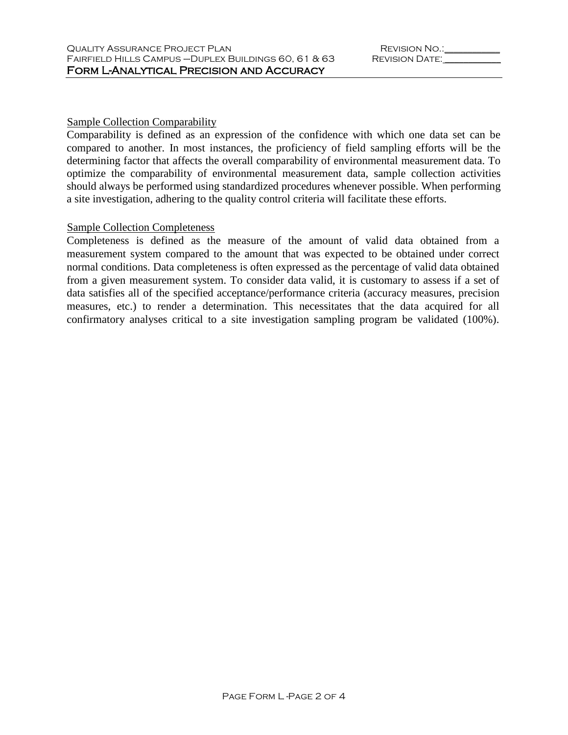Sample Collection Comparability

Comparability is defined as an expression of the confidence with which one data set can be compared to another. In most instances, the proficiency of field sampling efforts will be the determining factor that affects the overall comparability of environmental measurement data. To optimize the comparability of environmental measurement data, sample collection activities should always be performed using standardized procedures whenever possible. When performing a site investigation, adhering to the quality control criteria will facilitate these efforts.

Sample Collection Completeness

Completeness is defined as the measure of the amount of valid data obtained from a measurement system compared to the amount that was expected to be obtained under correct normal conditions. Data completeness is often expressed as the percentage of valid data obtained from a given measurement system. To consider data valid, it is customary to assess if a set of data satisfies all of the specified acceptance/performance criteria (accuracy measures, precision measures, etc.) to render a determination. This necessitates that the data acquired for all confirmatory analyses critical to a site investigation sampling program be validated (100%).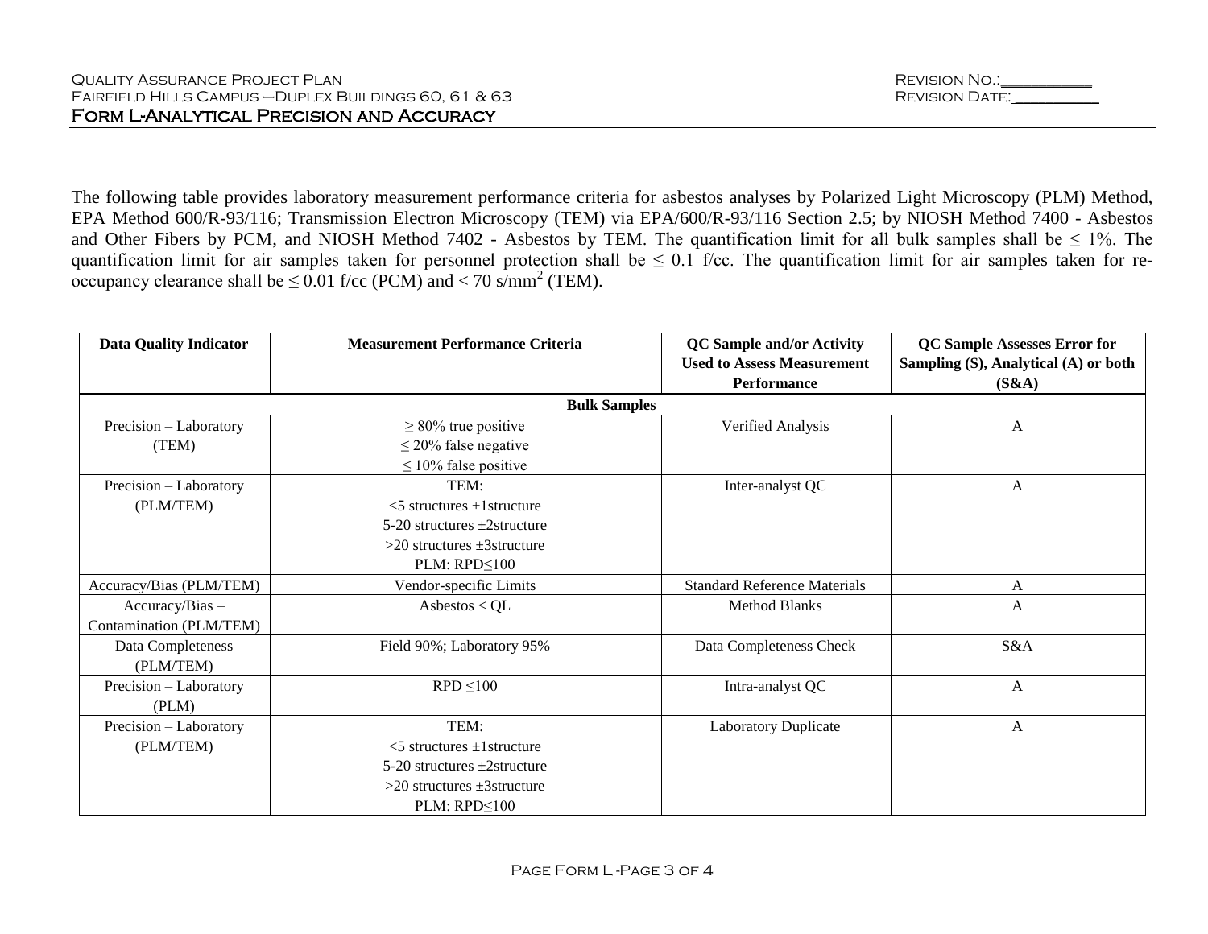The following table provides laboratory measurement performance criteria for asbestos analyses by Polarized Light Microscopy (PLM) Method, EPA Method 600/R-93/116; Transmission Electron Microscopy (TEM) via EPA/600/R-93/116 Section 2.5; by NIOSH Method 7400 - Asbestos and Other Fibers by PCM, and NIOSH Method 7402 - Asbestos by TEM. The quantification limit for all bulk samples shall be ≤ 1%. The quantification limit for air samples taken for personnel protection shall be ≤ 0.1 f/cc. The quantification limit for air samples taken for re-occupancy clearance shall be ≤ 0.01 f/cc (PCM) and < 70 s/mm$^2$ (TEM).

| Data Quality Indicator | Measurement Performance Criteria | QC Sample and/or Activity Used to Assess Measurement Performance | QC Sample Assesses Error for Sampling (S), Analytical (A) or both (S&A) |
|---|---|---|---|
| **Bulk Samples** | | | |
| Precision – Laboratory (TEM) | ≥ 80% true positive<br>≤ 20% false negative<br>≤ 10% false positive | Verified Analysis | A |
| Precision – Laboratory (PLM/TEM) | TEM:<br><5 structures ±1structure<br>5-20 structures ±2structure<br>>20 structures ±3structure<br>PLM: RPD≤100 | Inter-analyst QC | A |
| Accuracy/Bias (PLM/TEM) | Vendor-specific Limits | Standard Reference Materials | A |
| Accuracy/Bias – Contamination (PLM/TEM) | Asbestos < QL | Method Blanks | A |
| Data Completeness (PLM/TEM) | Field 90%; Laboratory 95% | Data Completeness Check | S&A |
| Precision – Laboratory (PLM) | RPD ≤100 | Intra-analyst QC | A |
| Precision – Laboratory (PLM/TEM) | TEM:<br><5 structures ±1structure<br>5-20 structures ±2structure<br>>20 structures ±3structure<br>PLM: RPD≤100 | Laboratory Duplicate | A |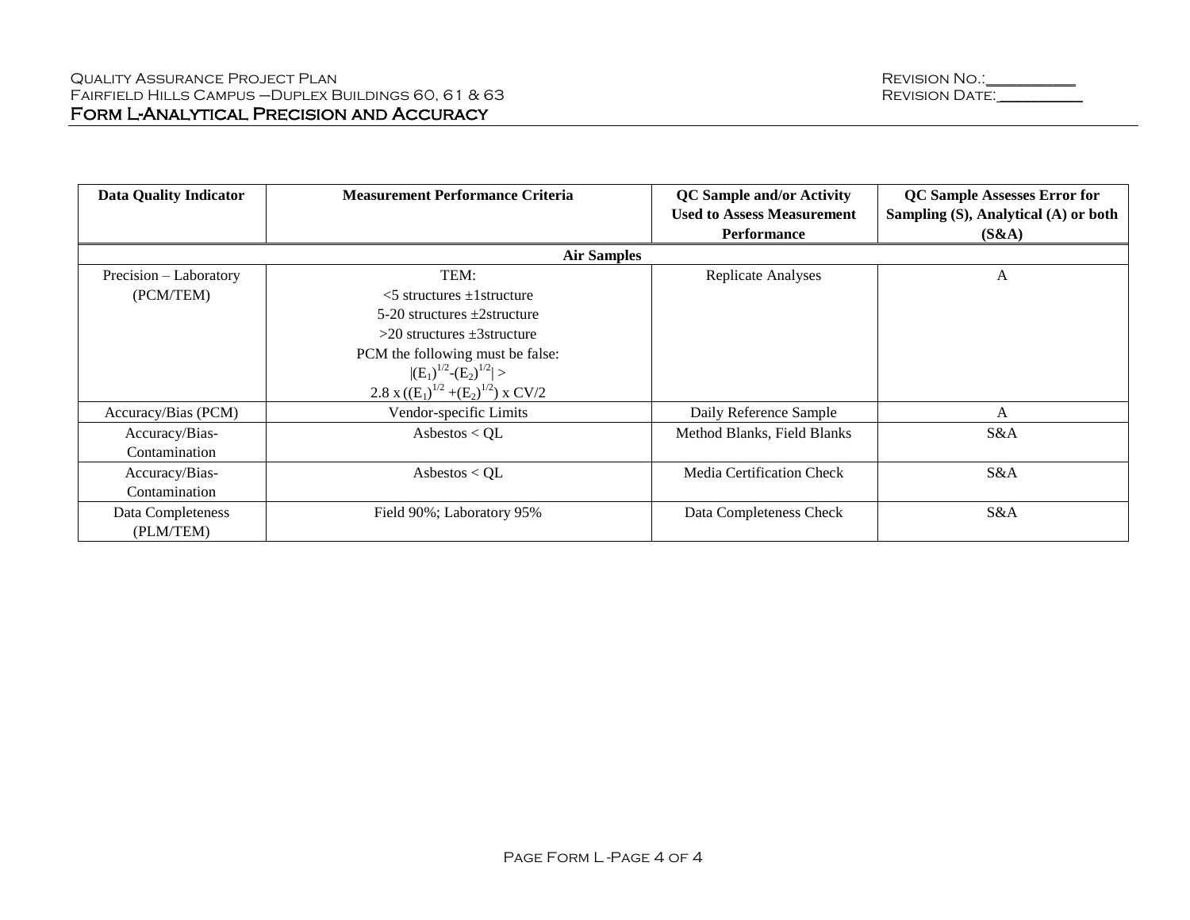# Form L-Analytical Precision and Accuracy

| Data Quality Indicator | Measurement Performance Criteria | QC Sample and/or Activity Used to Assess Measurement Performance | QC Sample Assesses Error for Sampling (S), Analytical (A) or both (S&A) |
|---|---|---|---|
| **Air Samples** | | | |
| Precision – Laboratory (PCM/TEM) | TEM:<br><5 structures ±1structure<br>5-20 structures ±2structure<br>>20 structures ±3structure<br>PCM the following must be false:<br>$\lvert(E_1)^{1/2}-(E_2)^{1/2}\rvert >$<br>$2.8 \times ((E_1)^{1/2} + (E_2)^{1/2}) \times CV/2$ | Replicate Analyses | A |
| Accuracy/Bias (PCM) | Vendor-specific Limits | Daily Reference Sample | A |
| Accuracy/Bias-Contamination | Asbestos < QL | Method Blanks, Field Blanks | S&A |
| Accuracy/Bias-Contamination | Asbestos < QL | Media Certification Check | S&A |
| Data Completeness (PLM/TEM) | Field 90%; Laboratory 95% | Data Completeness Check | S&A |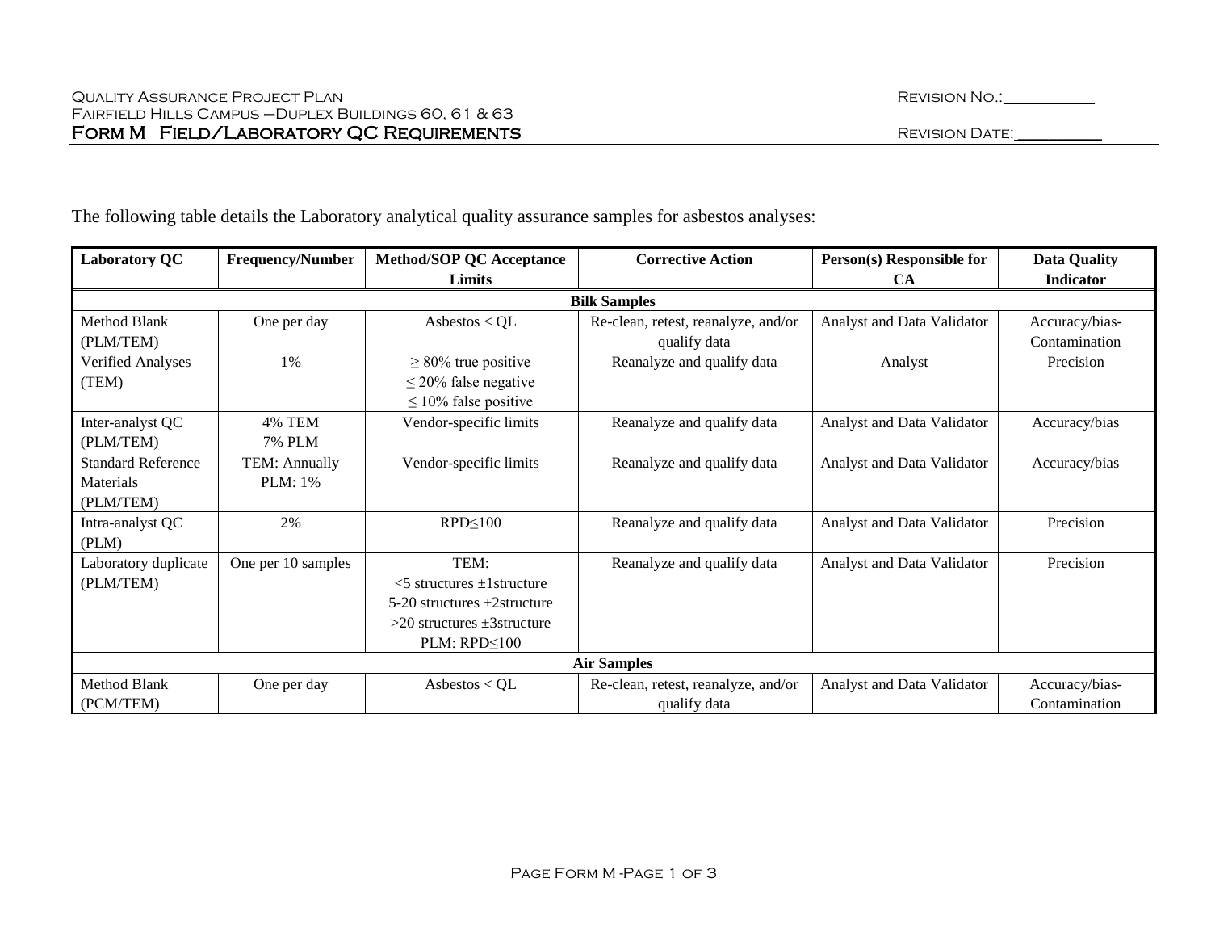The following table details the Laboratory analytical quality assurance samples for asbestos analyses:

| Laboratory QC | Frequency/Number | Method/SOP QC Acceptance Limits | Corrective Action | Person(s) Responsible for CA | Data Quality Indicator |
|---|---|---|---|---|---|
| **Bilk Samples** | | | | | |
| Method Blank (PLM/TEM) | One per day | Asbestos < QL | Re-clean, retest, reanalyze, and/or qualify data | Analyst and Data Validator | Accuracy/bias-Contamination |
| Verified Analyses (TEM) | 1% | ≥ 80% true positive<br>≤ 20% false negative<br>≤ 10% false positive | Reanalyze and qualify data | Analyst | Precision |
| Inter-analyst QC (PLM/TEM) | 4% TEM<br>7% PLM | Vendor-specific limits | Reanalyze and qualify data | Analyst and Data Validator | Accuracy/bias |
| Standard Reference Materials (PLM/TEM) | TEM: Annually<br>PLM: 1% | Vendor-specific limits | Reanalyze and qualify data | Analyst and Data Validator | Accuracy/bias |
| Intra-analyst QC (PLM) | 2% | RPD≤100 | Reanalyze and qualify data | Analyst and Data Validator | Precision |
| Laboratory duplicate (PLM/TEM) | One per 10 samples | TEM:<br><5 structures ±1structure<br>5-20 structures ±2structure<br>>20 structures ±3structure<br>PLM: RPD≤100 | Reanalyze and qualify data | Analyst and Data Validator | Precision |
| **Air Samples** | | | | | |
| Method Blank (PCM/TEM) | One per day | Asbestos < QL | Re-clean, retest, reanalyze, and/or qualify data | Analyst and Data Validator | Accuracy/bias-Contamination |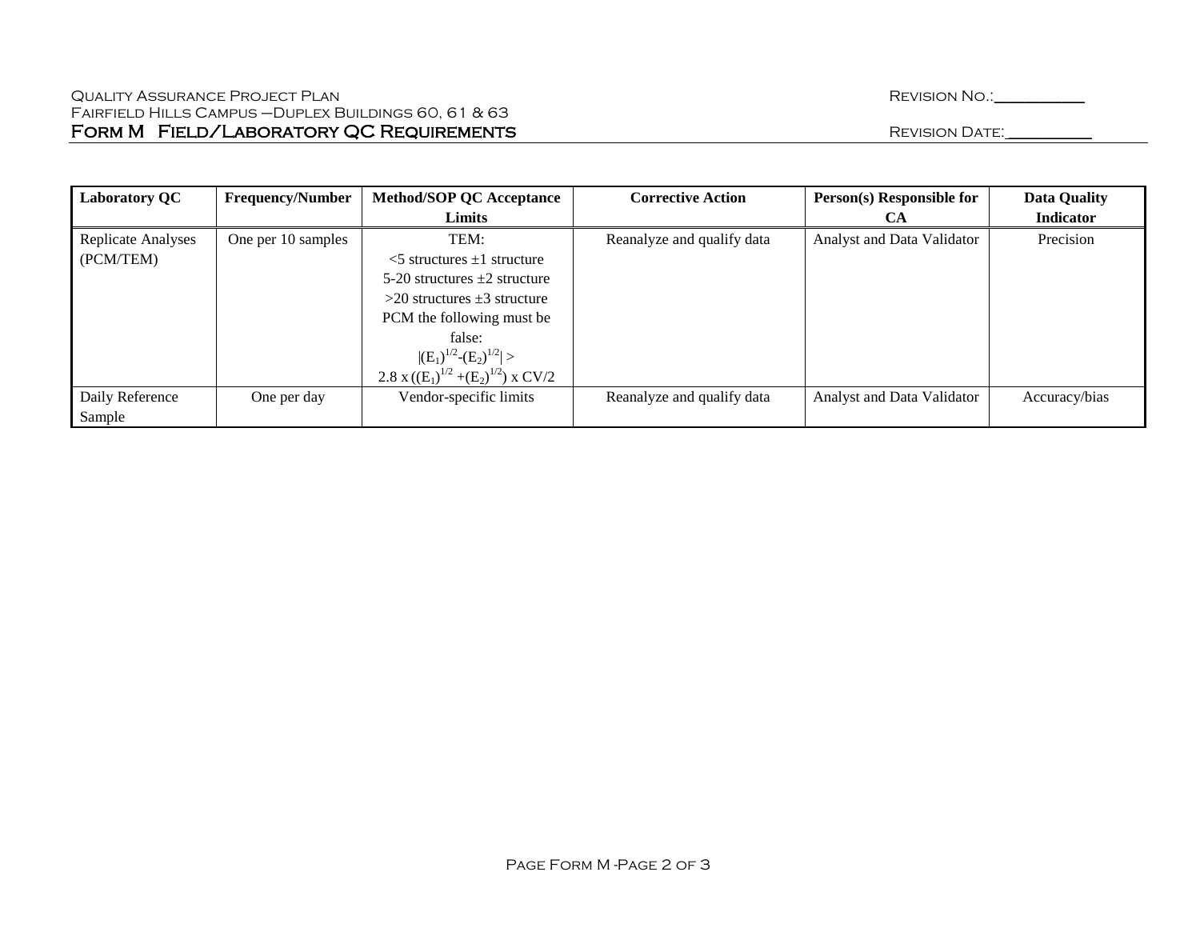| Laboratory QC | Frequency/Number | Method/SOP QC Acceptance Limits | Corrective Action | Person(s) Responsible for CA | Data Quality Indicator |
|---|---|---|---|---|---|
| Replicate Analyses (PCM/TEM) | One per 10 samples | TEM: <5 structures ±1 structure 5-20 structures ±2 structure >20 structures ±3 structure PCM the following must be false: $\|(E_1)^{1/2}-(E_2)^{1/2}\| >$ $2.8 \times ((E_1)^{1/2} + (E_2)^{1/2}) \times CV/2$ | Reanalyze and qualify data | Analyst and Data Validator | Precision |
| Daily Reference Sample | One per day | Vendor-specific limits | Reanalyze and qualify data | Analyst and Data Validator | Accuracy/bias |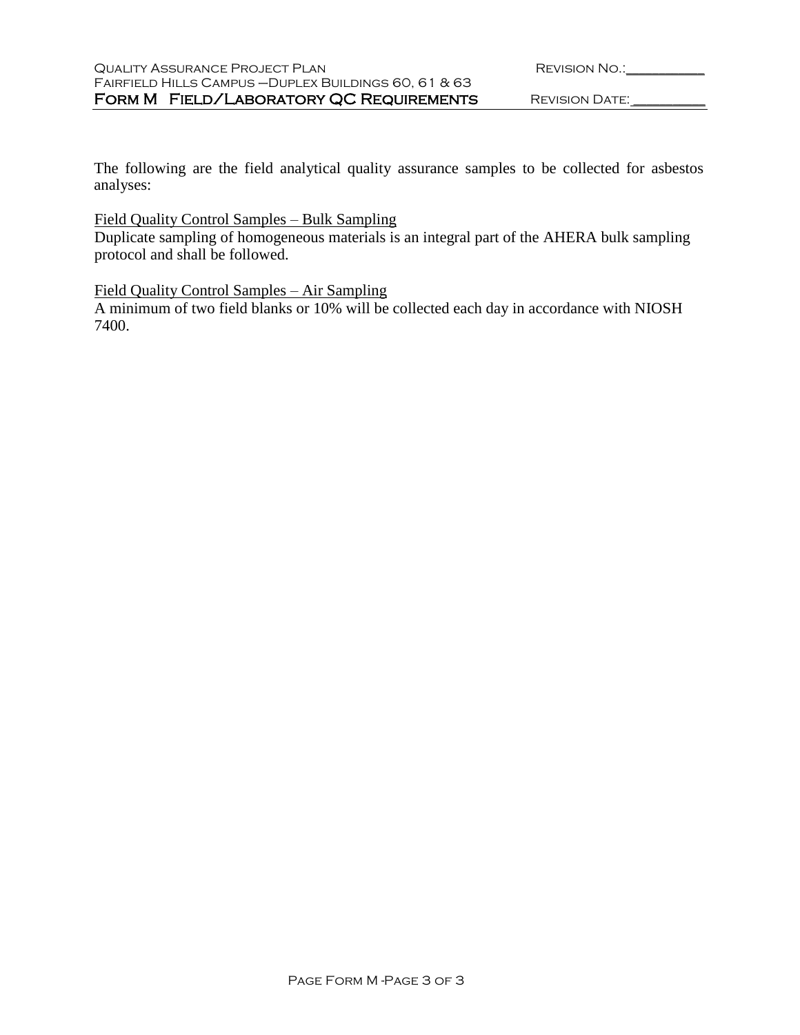The following are the field analytical quality assurance samples to be collected for asbestos analyses:

Field Quality Control Samples – Bulk Sampling

Duplicate sampling of homogeneous materials is an integral part of the AHERA bulk sampling protocol and shall be followed.

Field Quality Control Samples – Air Sampling

A minimum of two field blanks or 10% will be collected each day in accordance with NIOSH 7400.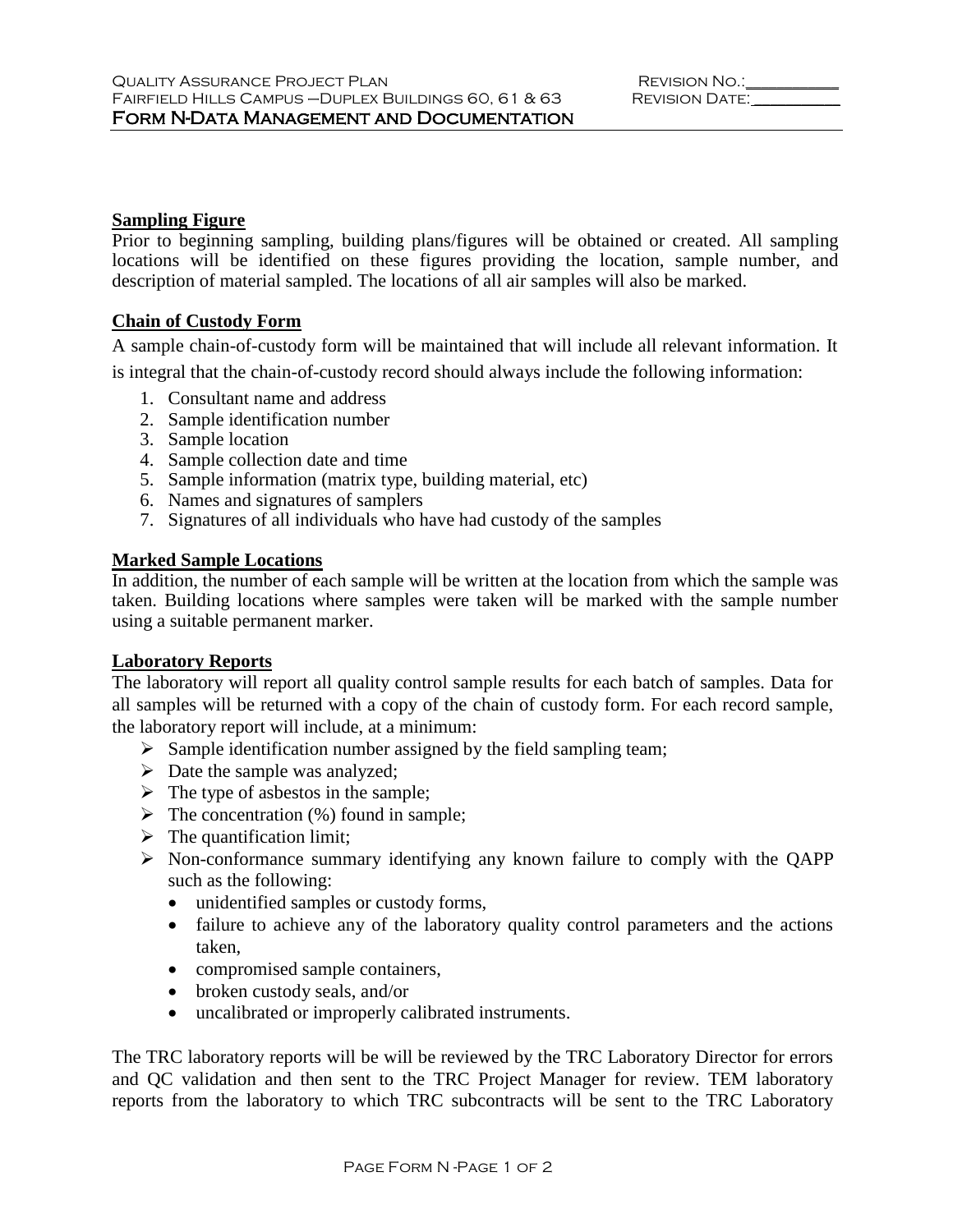## Sampling Figure

Prior to beginning sampling, building plans/figures will be obtained or created. All sampling locations will be identified on these figures providing the location, sample number, and description of material sampled. The locations of all air samples will also be marked.

## Chain of Custody Form

A sample chain-of-custody form will be maintained that will include all relevant information. It is integral that the chain-of-custody record should always include the following information:

1. Consultant name and address
2. Sample identification number
3. Sample location
4. Sample collection date and time
5. Sample information (matrix type, building material, etc)
6. Names and signatures of samplers
7. Signatures of all individuals who have had custody of the samples

## Marked Sample Locations

In addition, the number of each sample will be written at the location from which the sample was taken. Building locations where samples were taken will be marked with the sample number using a suitable permanent marker.

## Laboratory Reports

The laboratory will report all quality control sample results for each batch of samples. Data for all samples will be returned with a copy of the chain of custody form. For each record sample, the laboratory report will include, at a minimum:

- Sample identification number assigned by the field sampling team;
- Date the sample was analyzed;
- The type of asbestos in the sample;
- The concentration (%) found in sample;
- The quantification limit;
- Non-conformance summary identifying any known failure to comply with the QAPP such as the following:
  - unidentified samples or custody forms,
  - failure to achieve any of the laboratory quality control parameters and the actions taken,
  - compromised sample containers,
  - broken custody seals, and/or
  - uncalibrated or improperly calibrated instruments.

The TRC laboratory reports will be will be reviewed by the TRC Laboratory Director for errors and QC validation and then sent to the TRC Project Manager for review. TEM laboratory reports from the laboratory to which TRC subcontracts will be sent to the TRC Laboratory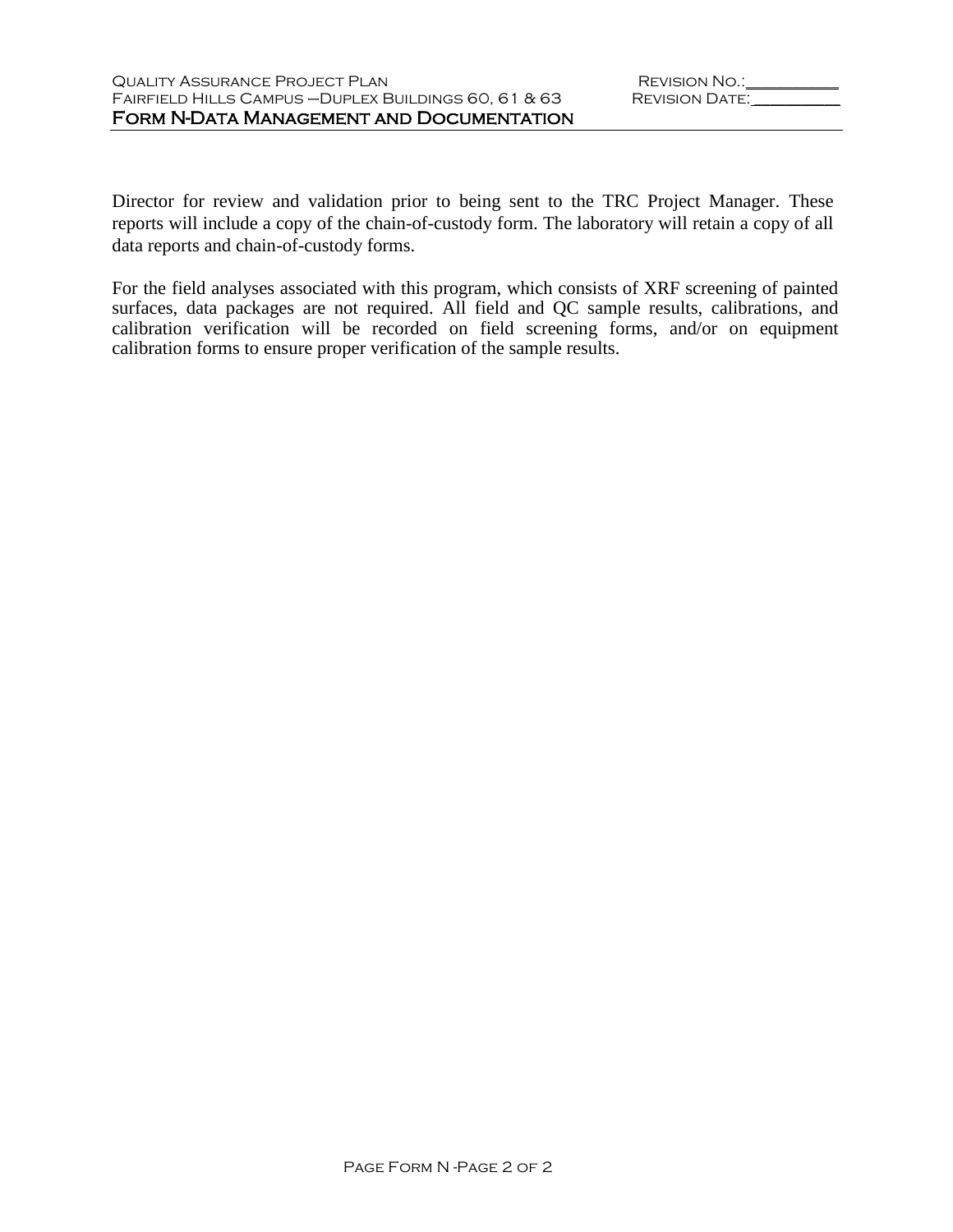Director for review and validation prior to being sent to the TRC Project Manager. These reports will include a copy of the chain-of-custody form. The laboratory will retain a copy of all data reports and chain-of-custody forms.

For the field analyses associated with this program, which consists of XRF screening of painted surfaces, data packages are not required. All field and QC sample results, calibrations, and calibration verification will be recorded on field screening forms, and/or on equipment calibration forms to ensure proper verification of the sample results.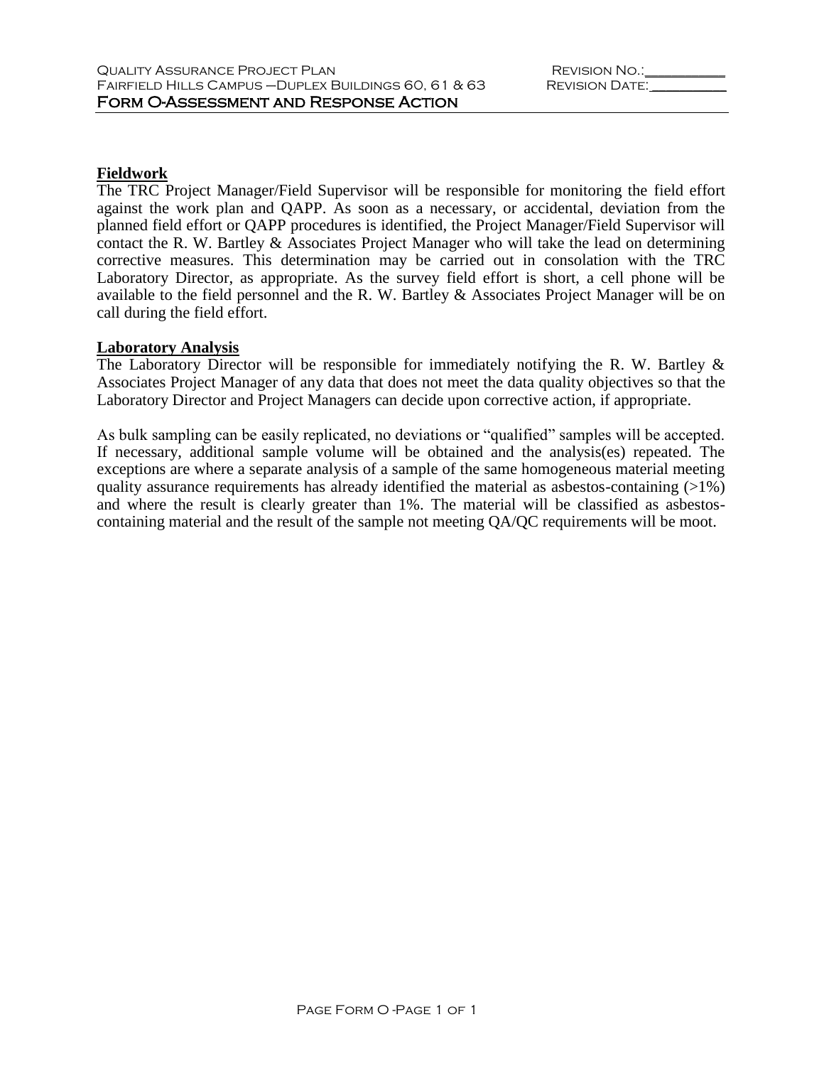## Fieldwork

The TRC Project Manager/Field Supervisor will be responsible for monitoring the field effort against the work plan and QAPP. As soon as a necessary, or accidental, deviation from the planned field effort or QAPP procedures is identified, the Project Manager/Field Supervisor will contact the R. W. Bartley & Associates Project Manager who will take the lead on determining corrective measures. This determination may be carried out in consolation with the TRC Laboratory Director, as appropriate. As the survey field effort is short, a cell phone will be available to the field personnel and the R. W. Bartley & Associates Project Manager will be on call during the field effort.

## Laboratory Analysis

The Laboratory Director will be responsible for immediately notifying the R. W. Bartley & Associates Project Manager of any data that does not meet the data quality objectives so that the Laboratory Director and Project Managers can decide upon corrective action, if appropriate.

As bulk sampling can be easily replicated, no deviations or "qualified" samples will be accepted. If necessary, additional sample volume will be obtained and the analysis(es) repeated. The exceptions are where a separate analysis of a sample of the same homogeneous material meeting quality assurance requirements has already identified the material as asbestos-containing (>1%) and where the result is clearly greater than 1%. The material will be classified as asbestos-containing material and the result of the sample not meeting QA/QC requirements will be moot.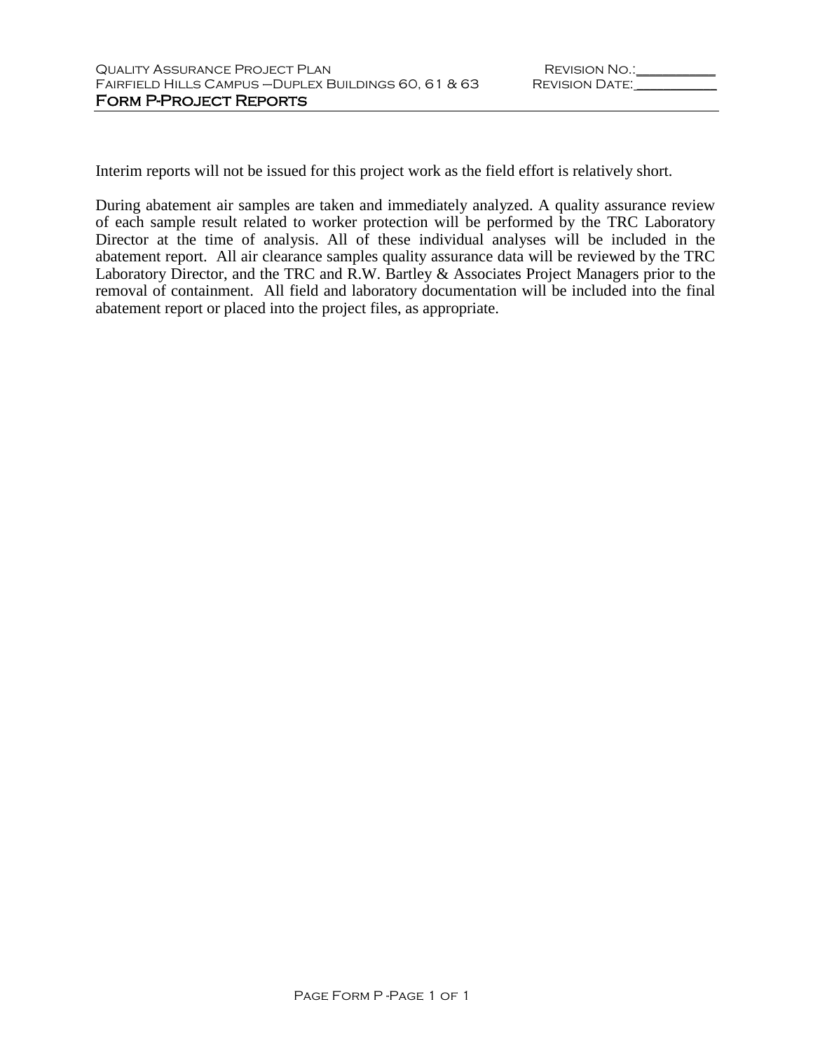# Form P-Project Reports

Interim reports will not be issued for this project work as the field effort is relatively short.

During abatement air samples are taken and immediately analyzed. A quality assurance review of each sample result related to worker protection will be performed by the TRC Laboratory Director at the time of analysis. All of these individual analyses will be included in the abatement report. All air clearance samples quality assurance data will be reviewed by the TRC Laboratory Director, and the TRC and R.W. Bartley & Associates Project Managers prior to the removal of containment. All field and laboratory documentation will be included into the final abatement report or placed into the project files, as appropriate.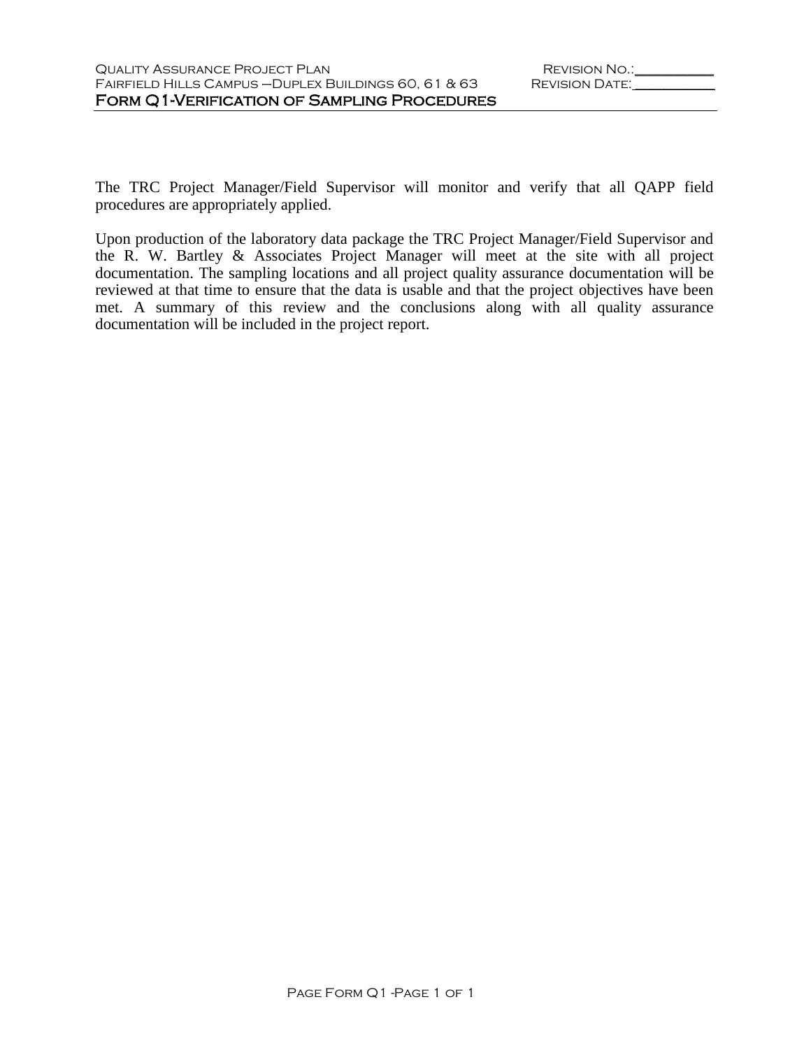# Form Q1-Verification of Sampling Procedures

The TRC Project Manager/Field Supervisor will monitor and verify that all QAPP field procedures are appropriately applied.

Upon production of the laboratory data package the TRC Project Manager/Field Supervisor and the R. W. Bartley & Associates Project Manager will meet at the site with all project documentation. The sampling locations and all project quality assurance documentation will be reviewed at that time to ensure that the data is usable and that the project objectives have been met. A summary of this review and the conclusions along with all quality assurance documentation will be included in the project report.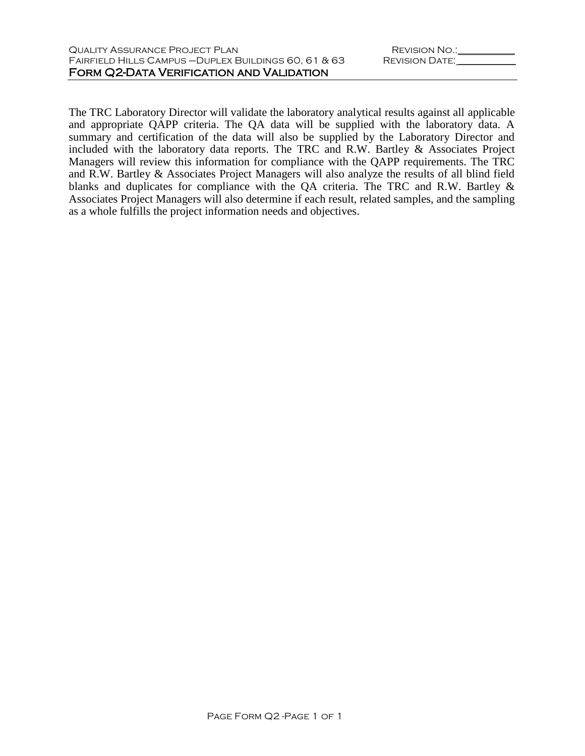# Form Q2-Data Verification and Validation

The TRC Laboratory Director will validate the laboratory analytical results against all applicable and appropriate QAPP criteria. The QA data will be supplied with the laboratory data. A summary and certification of the data will also be supplied by the Laboratory Director and included with the laboratory data reports. The TRC and R.W. Bartley & Associates Project Managers will review this information for compliance with the QAPP requirements. The TRC and R.W. Bartley & Associates Project Managers will also analyze the results of all blind field blanks and duplicates for compliance with the QA criteria. The TRC and R.W. Bartley & Associates Project Managers will also determine if each result, related samples, and the sampling as a whole fulfills the project information needs and objectives.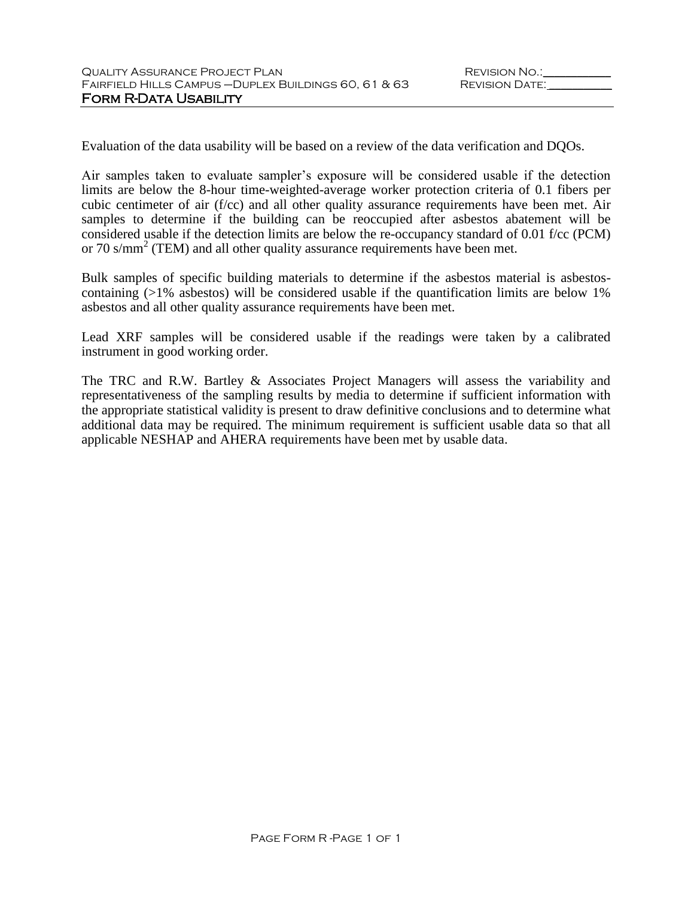# Form R-Data Usability

Evaluation of the data usability will be based on a review of the data verification and DQOs.

Air samples taken to evaluate sampler's exposure will be considered usable if the detection limits are below the 8-hour time-weighted-average worker protection criteria of 0.1 fibers per cubic centimeter of air (f/cc) and all other quality assurance requirements have been met. Air samples to determine if the building can be reoccupied after asbestos abatement will be considered usable if the detection limits are below the re-occupancy standard of 0.01 f/cc (PCM) or 70 $s/mm^2$ (TEM) and all other quality assurance requirements have been met.

Bulk samples of specific building materials to determine if the asbestos material is asbestos-containing (>1% asbestos) will be considered usable if the quantification limits are below 1% asbestos and all other quality assurance requirements have been met.

Lead XRF samples will be considered usable if the readings were taken by a calibrated instrument in good working order.

The TRC and R.W. Bartley & Associates Project Managers will assess the variability and representativeness of the sampling results by media to determine if sufficient information with the appropriate statistical validity is present to draw definitive conclusions and to determine what additional data may be required. The minimum requirement is sufficient usable data so that all applicable NESHAP and AHERA requirements have been met by usable data.